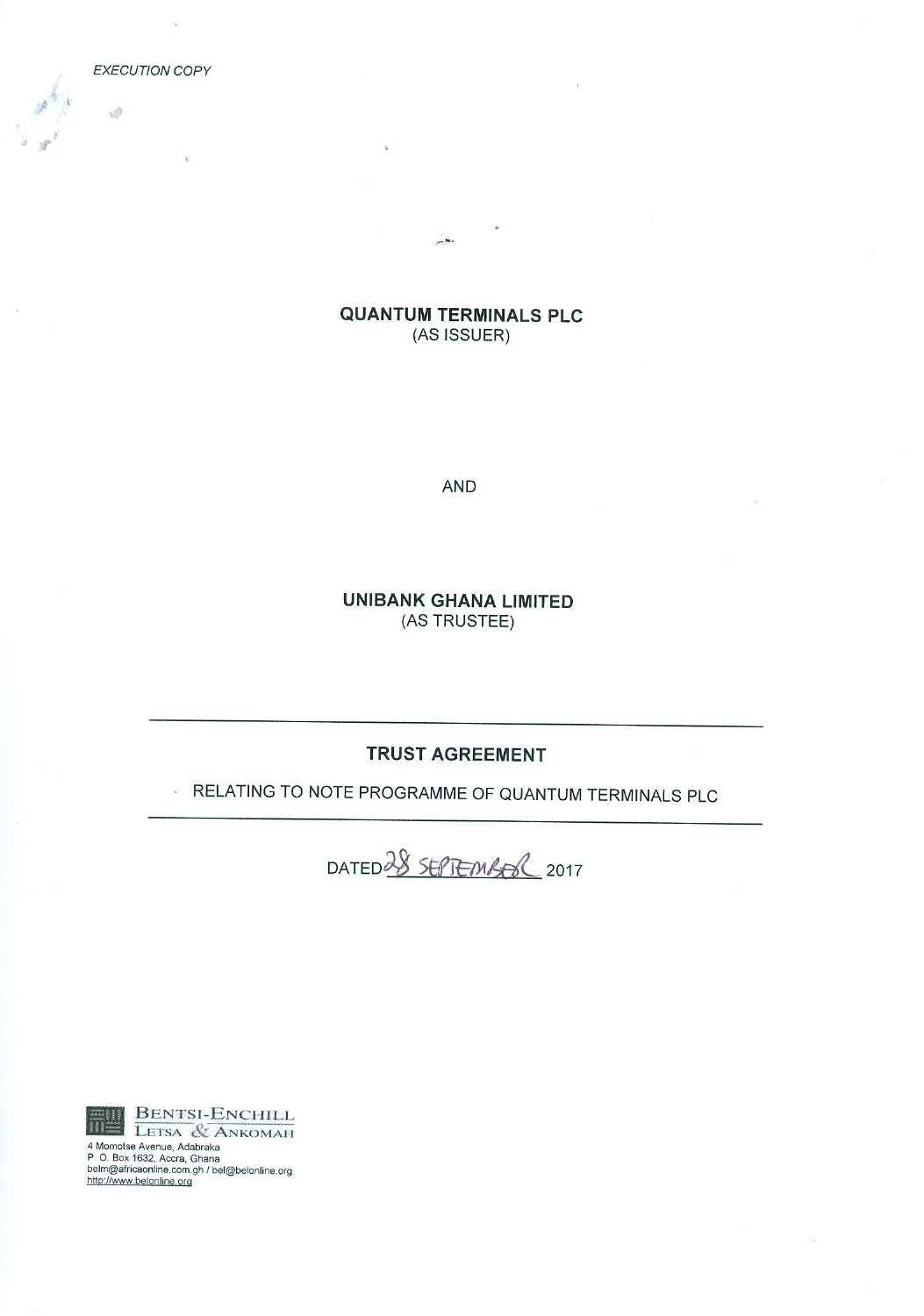*EXECUTION COPY*

**QUANTUM TERMINALS PLC**
(AS ISSUER)

AND

**UNIBANK GHANA LIMITED**
(AS TRUSTEE)

---

## TRUST AGREEMENT

RELATING TO NOTE PROGRAMME OF QUANTUM TERMINALS PLC

---

DATED 28 SEPTEMBER 2017

BENTSI-ENCHILL
LETSA & ANKOMAH
4 Momotse Avenue, Adabraka
P. O. Box 1632, Accra, Ghana
belm@africaonline.com.gh / bel@belonline.org
http://www.belonline.org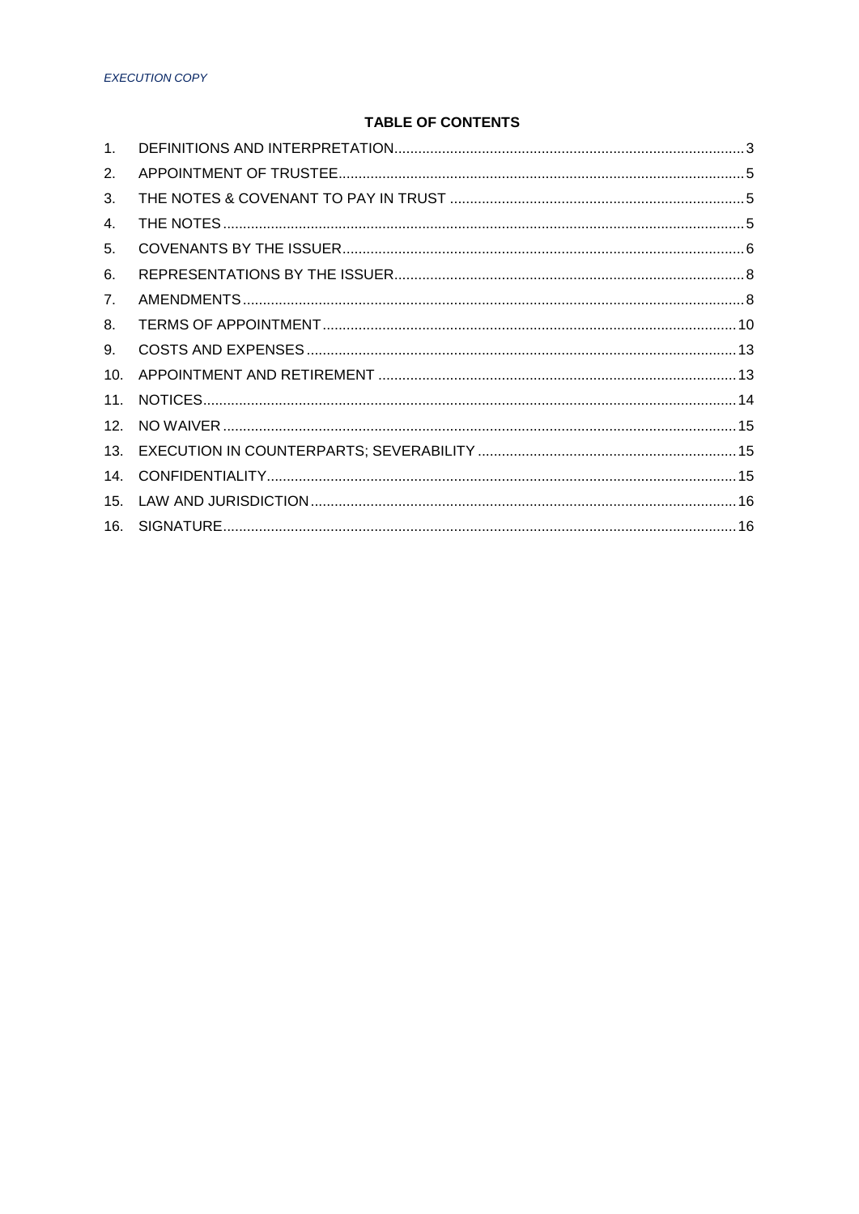*EXECUTION COPY*

## TABLE OF CONTENTS

| | | |
|---|---|---|
| 1. | DEFINITIONS AND INTERPRETATION | 3 |
| 2. | APPOINTMENT OF TRUSTEE | 5 |
| 3. | THE NOTES & COVENANT TO PAY IN TRUST | 5 |
| 4. | THE NOTES | 5 |
| 5. | COVENANTS BY THE ISSUER | 6 |
| 6. | REPRESENTATIONS BY THE ISSUER | 8 |
| 7. | AMENDMENTS | 8 |
| 8. | TERMS OF APPOINTMENT | 10 |
| 9. | COSTS AND EXPENSES | 13 |
| 10. | APPOINTMENT AND RETIREMENT | 13 |
| 11. | NOTICES | 14 |
| 12. | NO WAIVER | 15 |
| 13. | EXECUTION IN COUNTERPARTS; SEVERABILITY | 15 |
| 14. | CONFIDENTIALITY | 15 |
| 15. | LAW AND JURISDICTION | 16 |
| 16. | SIGNATURE | 16 |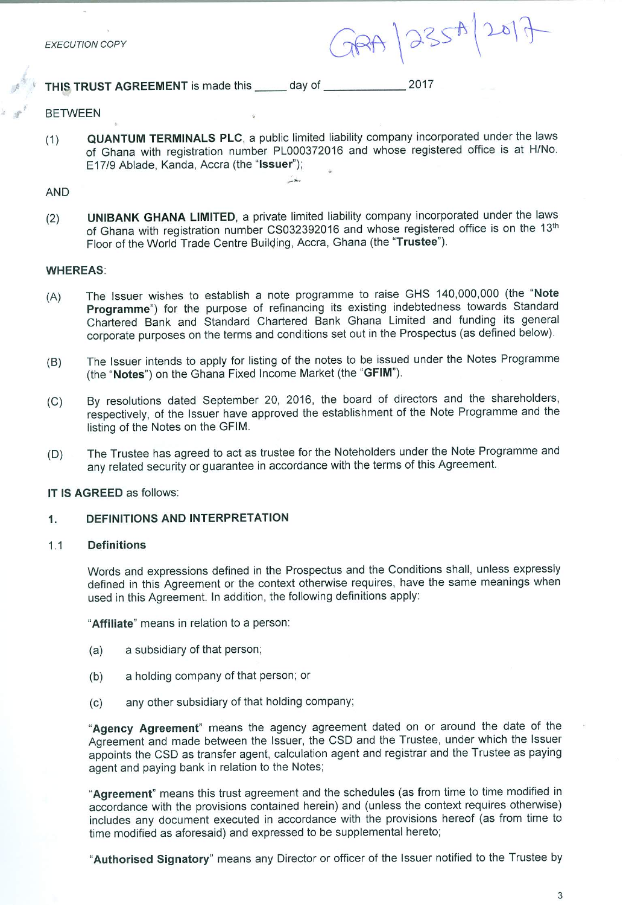EXECUTION COPY

GRA/235A/2017

**THIS TRUST AGREEMENT** is made this _____ day of _____________ 2017

BETWEEN

(1) **QUANTUM TERMINALS PLC**, a public limited liability company incorporated under the laws of Ghana with registration number PL000372016 and whose registered office is at H/No. E17/9 Ablade, Kanda, Accra (the "**Issuer**");

AND

(2) **UNIBANK GHANA LIMITED**, a private limited liability company incorporated under the laws of Ghana with registration number CS032392016 and whose registered office is on the 13th Floor of the World Trade Centre Building, Accra, Ghana (the "**Trustee**").

**WHEREAS**:

(A) The Issuer wishes to establish a note programme to raise GHS 140,000,000 (the "**Note Programme**") for the purpose of refinancing its existing indebtedness towards Standard Chartered Bank and Standard Chartered Bank Ghana Limited and funding its general corporate purposes on the terms and conditions set out in the Prospectus (as defined below).

(B) The Issuer intends to apply for listing of the notes to be issued under the Notes Programme (the "**Notes**") on the Ghana Fixed Income Market (the "**GFIM**").

(C) By resolutions dated September 20, 2016, the board of directors and the shareholders, respectively, of the Issuer have approved the establishment of the Note Programme and the listing of the Notes on the GFIM.

(D) The Trustee has agreed to act as trustee for the Noteholders under the Note Programme and any related security or guarantee in accordance with the terms of this Agreement.

**IT IS AGREED** as follows:

## 1. DEFINITIONS AND INTERPRETATION

### 1.1 Definitions

Words and expressions defined in the Prospectus and the Conditions shall, unless expressly defined in this Agreement or the context otherwise requires, have the same meanings when used in this Agreement. In addition, the following definitions apply:

"**Affiliate**" means in relation to a person:

(a) a subsidiary of that person;

(b) a holding company of that person; or

(c) any other subsidiary of that holding company;

"**Agency Agreement**" means the agency agreement dated on or around the date of the Agreement and made between the Issuer, the CSD and the Trustee, under which the Issuer appoints the CSD as transfer agent, calculation agent and registrar and the Trustee as paying agent and paying bank in relation to the Notes;

"**Agreement**" means this trust agreement and the schedules (as from time to time modified in accordance with the provisions contained herein) and (unless the context requires otherwise) includes any document executed in accordance with the provisions hereof (as from time to time modified as aforesaid) and expressed to be supplemental hereto;

"**Authorised Signatory**" means any Director or officer of the Issuer notified to the Trustee by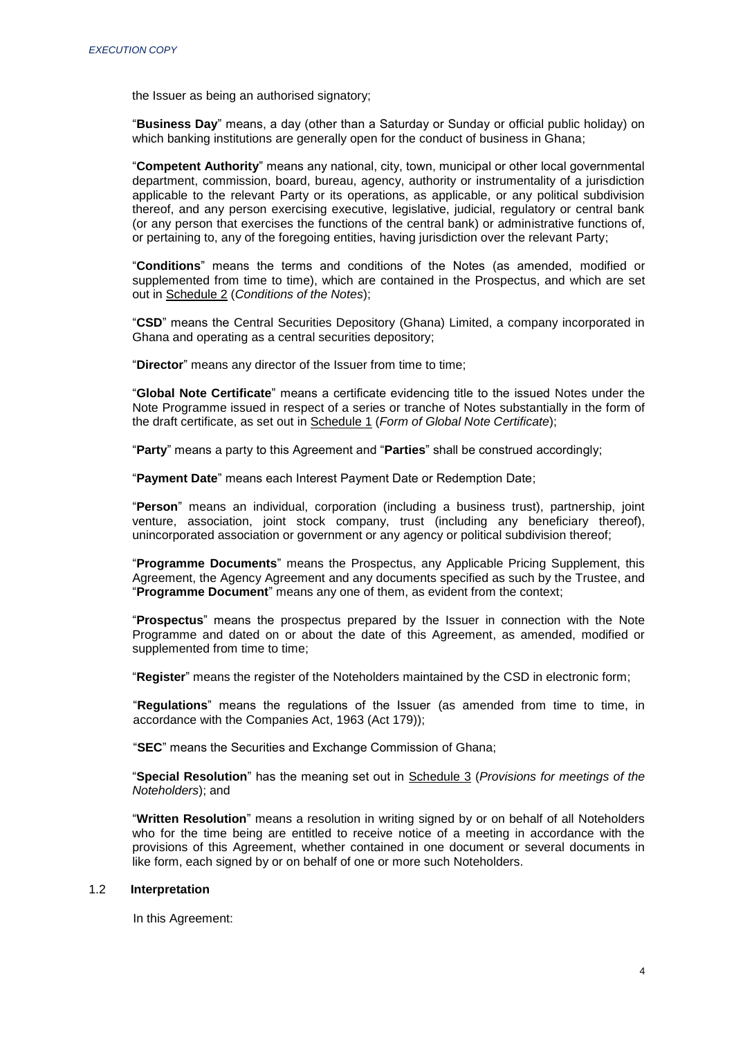the Issuer as being an authorised signatory;

"**Business Day**" means, a day (other than a Saturday or Sunday or official public holiday) on which banking institutions are generally open for the conduct of business in Ghana;

"**Competent Authority**" means any national, city, town, municipal or other local governmental department, commission, board, bureau, agency, authority or instrumentality of a jurisdiction applicable to the relevant Party or its operations, as applicable, or any political subdivision thereof, and any person exercising executive, legislative, judicial, regulatory or central bank (or any person that exercises the functions of the central bank) or administrative functions of, or pertaining to, any of the foregoing entities, having jurisdiction over the relevant Party;

"**Conditions**" means the terms and conditions of the Notes (as amended, modified or supplemented from time to time), which are contained in the Prospectus, and which are set out in Schedule 2 (*Conditions of the Notes*);

"**CSD**" means the Central Securities Depository (Ghana) Limited, a company incorporated in Ghana and operating as a central securities depository;

"**Director**" means any director of the Issuer from time to time;

"**Global Note Certificate**" means a certificate evidencing title to the issued Notes under the Note Programme issued in respect of a series or tranche of Notes substantially in the form of the draft certificate, as set out in Schedule 1 (*Form of Global Note Certificate*);

"**Party**" means a party to this Agreement and "**Parties**" shall be construed accordingly;

"**Payment Date**" means each Interest Payment Date or Redemption Date;

"**Person**" means an individual, corporation (including a business trust), partnership, joint venture, association, joint stock company, trust (including any beneficiary thereof), unincorporated association or government or any agency or political subdivision thereof;

"**Programme Documents**" means the Prospectus, any Applicable Pricing Supplement, this Agreement, the Agency Agreement and any documents specified as such by the Trustee, and "**Programme Document**" means any one of them, as evident from the context;

"**Prospectus**" means the prospectus prepared by the Issuer in connection with the Note Programme and dated on or about the date of this Agreement, as amended, modified or supplemented from time to time;

"**Register**" means the register of the Noteholders maintained by the CSD in electronic form;

"**Regulations**" means the regulations of the Issuer (as amended from time to time, in accordance with the Companies Act, 1963 (Act 179));

"**SEC**" means the Securities and Exchange Commission of Ghana;

"**Special Resolution**" has the meaning set out in Schedule 3 (*Provisions for meetings of the Noteholders*); and

"**Written Resolution**" means a resolution in writing signed by or on behalf of all Noteholders who for the time being are entitled to receive notice of a meeting in accordance with the provisions of this Agreement, whether contained in one document or several documents in like form, each signed by or on behalf of one or more such Noteholders.

### 1.2 Interpretation

In this Agreement: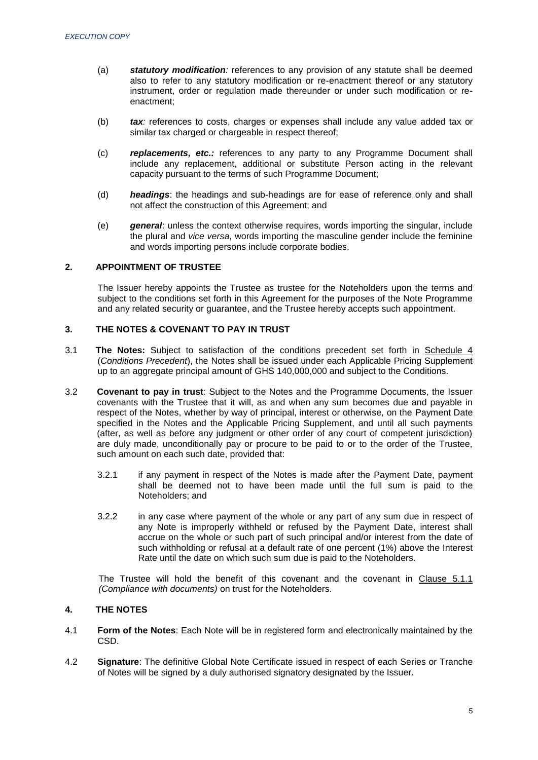(a) ***statutory modification**:* references to any provision of any statute shall be deemed also to refer to any statutory modification or re-enactment thereof or any statutory instrument, order or regulation made thereunder or under such modification or re-enactment;

(b) ***tax**:* references to costs, charges or expenses shall include any value added tax or similar tax charged or chargeable in respect thereof;

(c) ***replacements, etc.**:* references to any party to any Programme Document shall include any replacement, additional or substitute Person acting in the relevant capacity pursuant to the terms of such Programme Document;

(d) ***headings***: the headings and sub-headings are for ease of reference only and shall not affect the construction of this Agreement; and

(e) ***general***: unless the context otherwise requires, words importing the singular, include the plural and *vice versa*, words importing the masculine gender include the feminine and words importing persons include corporate bodies.

## 2. APPOINTMENT OF TRUSTEE

The Issuer hereby appoints the Trustee as trustee for the Noteholders upon the terms and subject to the conditions set forth in this Agreement for the purposes of the Note Programme and any related security or guarantee, and the Trustee hereby accepts such appointment.

## 3. THE NOTES & COVENANT TO PAY IN TRUST

3.1 **The Notes:** Subject to satisfaction of the conditions precedent set forth in Schedule 4 (*Conditions Precedent*), the Notes shall be issued under each Applicable Pricing Supplement up to an aggregate principal amount of GHS 140,000,000 and subject to the Conditions.

3.2 **Covenant to pay in trust**: Subject to the Notes and the Programme Documents, the Issuer covenants with the Trustee that it will, as and when any sum becomes due and payable in respect of the Notes, whether by way of principal, interest or otherwise, on the Payment Date specified in the Notes and the Applicable Pricing Supplement, and until all such payments (after, as well as before any judgment or other order of any court of competent jurisdiction) are duly made, unconditionally pay or procure to be paid to or to the order of the Trustee, such amount on each such date, provided that:

3.2.1 if any payment in respect of the Notes is made after the Payment Date, payment shall be deemed not to have been made until the full sum is paid to the Noteholders; and

3.2.2 in any case where payment of the whole or any part of any sum due in respect of any Note is improperly withheld or refused by the Payment Date, interest shall accrue on the whole or such part of such principal and/or interest from the date of such withholding or refusal at a default rate of one percent (1%) above the Interest Rate until the date on which such sum due is paid to the Noteholders.

The Trustee will hold the benefit of this covenant and the covenant in Clause 5.1.1 *(Compliance with documents)* on trust for the Noteholders.

## 4. THE NOTES

4.1 **Form of the Notes**: Each Note will be in registered form and electronically maintained by the CSD.

4.2 **Signature**: The definitive Global Note Certificate issued in respect of each Series or Tranche of Notes will be signed by a duly authorised signatory designated by the Issuer.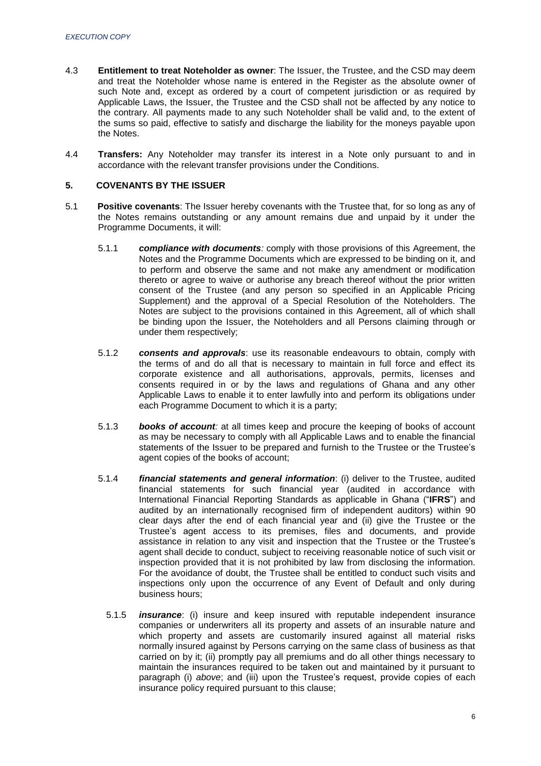4.3 **Entitlement to treat Noteholder as owner**: The Issuer, the Trustee, and the CSD may deem and treat the Noteholder whose name is entered in the Register as the absolute owner of such Note and, except as ordered by a court of competent jurisdiction or as required by Applicable Laws, the Issuer, the Trustee and the CSD shall not be affected by any notice to the contrary. All payments made to any such Noteholder shall be valid and, to the extent of the sums so paid, effective to satisfy and discharge the liability for the moneys payable upon the Notes.

4.4 **Transfers:** Any Noteholder may transfer its interest in a Note only pursuant to and in accordance with the relevant transfer provisions under the Conditions.

## 5. COVENANTS BY THE ISSUER

5.1 **Positive covenants**: The Issuer hereby covenants with the Trustee that, for so long as any of the Notes remains outstanding or any amount remains due and unpaid by it under the Programme Documents, it will:

5.1.1 ***compliance with documents:*** comply with those provisions of this Agreement, the Notes and the Programme Documents which are expressed to be binding on it, and to perform and observe the same and not make any amendment or modification thereto or agree to waive or authorise any breach thereof without the prior written consent of the Trustee (and any person so specified in an Applicable Pricing Supplement) and the approval of a Special Resolution of the Noteholders. The Notes are subject to the provisions contained in this Agreement, all of which shall be binding upon the Issuer, the Noteholders and all Persons claiming through or under them respectively;

5.1.2 ***consents and approvals***: use its reasonable endeavours to obtain, comply with the terms of and do all that is necessary to maintain in full force and effect its corporate existence and all authorisations, approvals, permits, licenses and consents required in or by the laws and regulations of Ghana and any other Applicable Laws to enable it to enter lawfully into and perform its obligations under each Programme Document to which it is a party;

5.1.3 ***books of account:*** at all times keep and procure the keeping of books of account as may be necessary to comply with all Applicable Laws and to enable the financial statements of the Issuer to be prepared and furnish to the Trustee or the Trustee's agent copies of the books of account;

5.1.4 ***financial statements and general information***: (i) deliver to the Trustee, audited financial statements for such financial year (audited in accordance with International Financial Reporting Standards as applicable in Ghana ("**IFRS**") and audited by an internationally recognised firm of independent auditors) within 90 clear days after the end of each financial year and (ii) give the Trustee or the Trustee's agent access to its premises, files and documents, and provide assistance in relation to any visit and inspection that the Trustee or the Trustee's agent shall decide to conduct, subject to receiving reasonable notice of such visit or inspection provided that it is not prohibited by law from disclosing the information. For the avoidance of doubt, the Trustee shall be entitled to conduct such visits and inspections only upon the occurrence of any Event of Default and only during business hours;

5.1.5 ***insurance***: (i) insure and keep insured with reputable independent insurance companies or underwriters all its property and assets of an insurable nature and which property and assets are customarily insured against all material risks normally insured against by Persons carrying on the same class of business as that carried on by it; (ii) promptly pay all premiums and do all other things necessary to maintain the insurances required to be taken out and maintained by it pursuant to paragraph (i) *above*; and (iii) upon the Trustee's request, provide copies of each insurance policy required pursuant to this clause;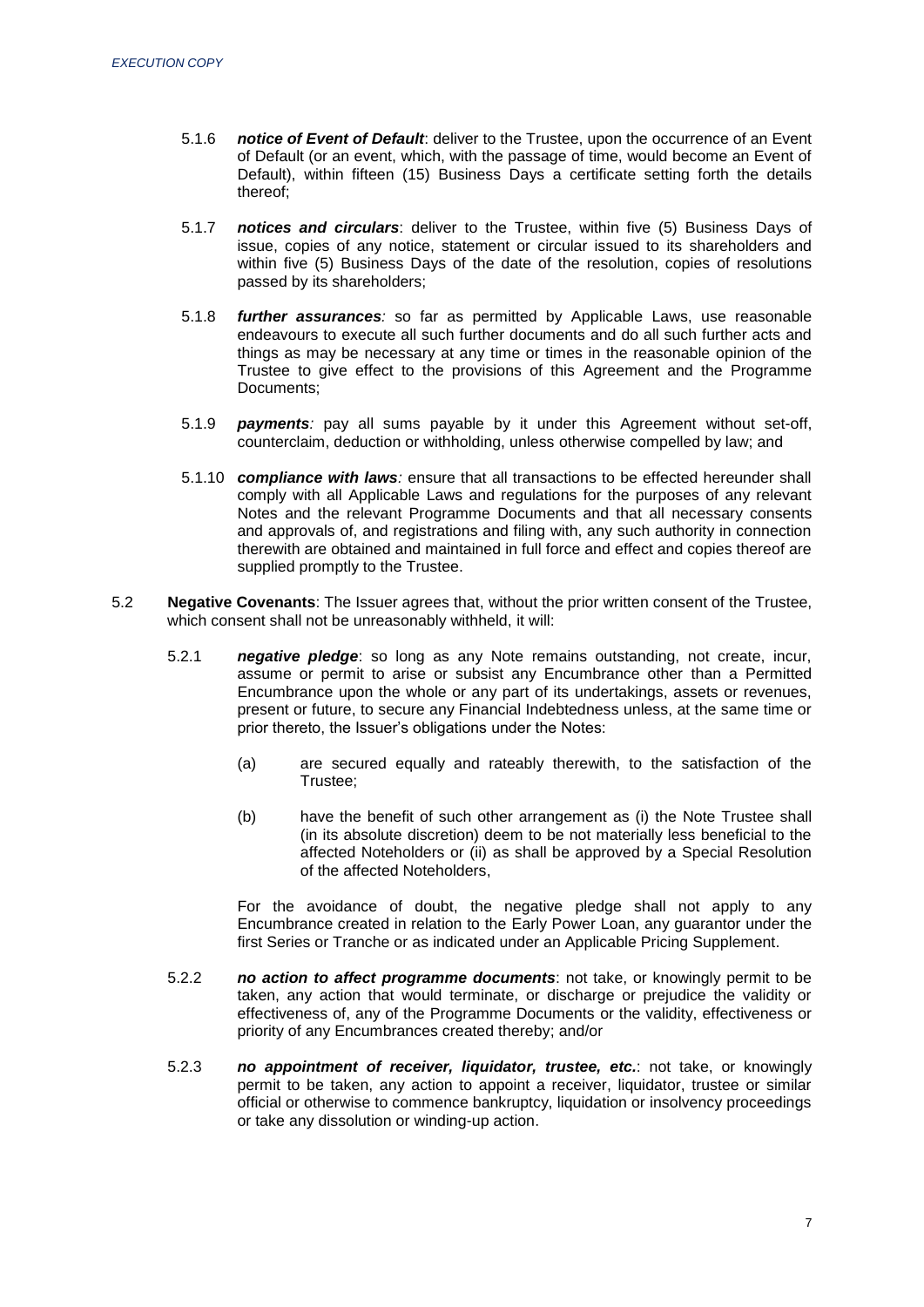5.1.6 ***notice of Event of Default***: deliver to the Trustee, upon the occurrence of an Event of Default (or an event, which, with the passage of time, would become an Event of Default), within fifteen (15) Business Days a certificate setting forth the details thereof;

5.1.7 ***notices and circulars***: deliver to the Trustee, within five (5) Business Days of issue, copies of any notice, statement or circular issued to its shareholders and within five (5) Business Days of the date of the resolution, copies of resolutions passed by its shareholders;

5.1.8 ***further assurances****:* so far as permitted by Applicable Laws, use reasonable endeavours to execute all such further documents and do all such further acts and things as may be necessary at any time or times in the reasonable opinion of the Trustee to give effect to the provisions of this Agreement and the Programme Documents;

5.1.9 ***payments****:* pay all sums payable by it under this Agreement without set-off, counterclaim, deduction or withholding, unless otherwise compelled by law; and

5.1.10 ***compliance with laws****:* ensure that all transactions to be effected hereunder shall comply with all Applicable Laws and regulations for the purposes of any relevant Notes and the relevant Programme Documents and that all necessary consents and approvals of, and registrations and filing with, any such authority in connection therewith are obtained and maintained in full force and effect and copies thereof are supplied promptly to the Trustee.

5.2 **Negative Covenants**: The Issuer agrees that, without the prior written consent of the Trustee, which consent shall not be unreasonably withheld, it will:

5.2.1 ***negative pledge***: so long as any Note remains outstanding, not create, incur, assume or permit to arise or subsist any Encumbrance other than a Permitted Encumbrance upon the whole or any part of its undertakings, assets or revenues, present or future, to secure any Financial Indebtedness unless, at the same time or prior thereto, the Issuer's obligations under the Notes:

(a) are secured equally and rateably therewith, to the satisfaction of the Trustee;

(b) have the benefit of such other arrangement as (i) the Note Trustee shall (in its absolute discretion) deem to be not materially less beneficial to the affected Noteholders or (ii) as shall be approved by a Special Resolution of the affected Noteholders,

For the avoidance of doubt, the negative pledge shall not apply to any Encumbrance created in relation to the Early Power Loan, any guarantor under the first Series or Tranche or as indicated under an Applicable Pricing Supplement.

5.2.2 ***no action to affect programme documents***: not take, or knowingly permit to be taken, any action that would terminate, or discharge or prejudice the validity or effectiveness of, any of the Programme Documents or the validity, effectiveness or priority of any Encumbrances created thereby; and/or

5.2.3 ***no appointment of receiver, liquidator, trustee, etc.***: not take, or knowingly permit to be taken, any action to appoint a receiver, liquidator, trustee or similar official or otherwise to commence bankruptcy, liquidation or insolvency proceedings or take any dissolution or winding-up action.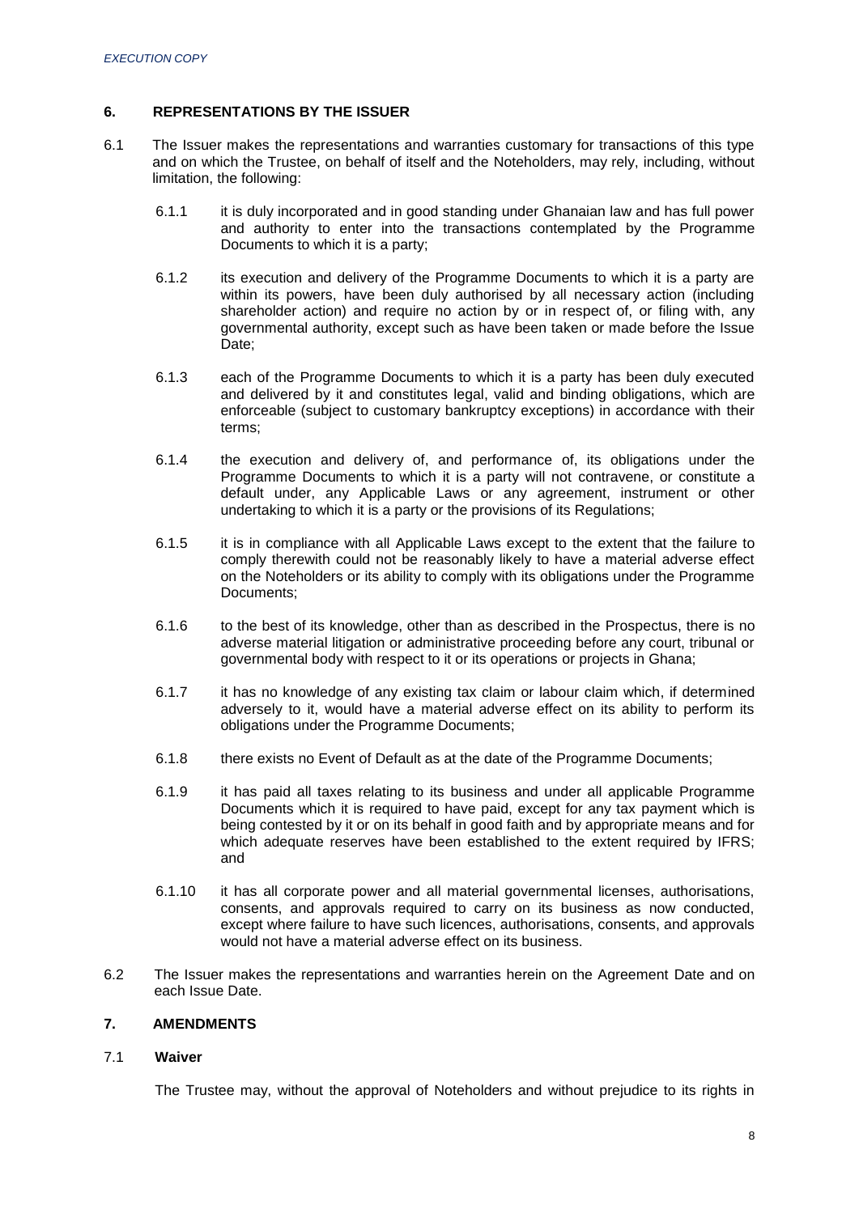## 6. REPRESENTATIONS BY THE ISSUER

6.1 The Issuer makes the representations and warranties customary for transactions of this type and on which the Trustee, on behalf of itself and the Noteholders, may rely, including, without limitation, the following:

6.1.1 it is duly incorporated and in good standing under Ghanaian law and has full power and authority to enter into the transactions contemplated by the Programme Documents to which it is a party;

6.1.2 its execution and delivery of the Programme Documents to which it is a party are within its powers, have been duly authorised by all necessary action (including shareholder action) and require no action by or in respect of, or filing with, any governmental authority, except such as have been taken or made before the Issue Date;

6.1.3 each of the Programme Documents to which it is a party has been duly executed and delivered by it and constitutes legal, valid and binding obligations, which are enforceable (subject to customary bankruptcy exceptions) in accordance with their terms;

6.1.4 the execution and delivery of, and performance of, its obligations under the Programme Documents to which it is a party will not contravene, or constitute a default under, any Applicable Laws or any agreement, instrument or other undertaking to which it is a party or the provisions of its Regulations;

6.1.5 it is in compliance with all Applicable Laws except to the extent that the failure to comply therewith could not be reasonably likely to have a material adverse effect on the Noteholders or its ability to comply with its obligations under the Programme Documents;

6.1.6 to the best of its knowledge, other than as described in the Prospectus, there is no adverse material litigation or administrative proceeding before any court, tribunal or governmental body with respect to it or its operations or projects in Ghana;

6.1.7 it has no knowledge of any existing tax claim or labour claim which, if determined adversely to it, would have a material adverse effect on its ability to perform its obligations under the Programme Documents;

6.1.8 there exists no Event of Default as at the date of the Programme Documents;

6.1.9 it has paid all taxes relating to its business and under all applicable Programme Documents which it is required to have paid, except for any tax payment which is being contested by it or on its behalf in good faith and by appropriate means and for which adequate reserves have been established to the extent required by IFRS; and

6.1.10 it has all corporate power and all material governmental licenses, authorisations, consents, and approvals required to carry on its business as now conducted, except where failure to have such licences, authorisations, consents, and approvals would not have a material adverse effect on its business.

6.2 The Issuer makes the representations and warranties herein on the Agreement Date and on each Issue Date.

## 7. AMENDMENTS

### 7.1 Waiver

The Trustee may, without the approval of Noteholders and without prejudice to its rights in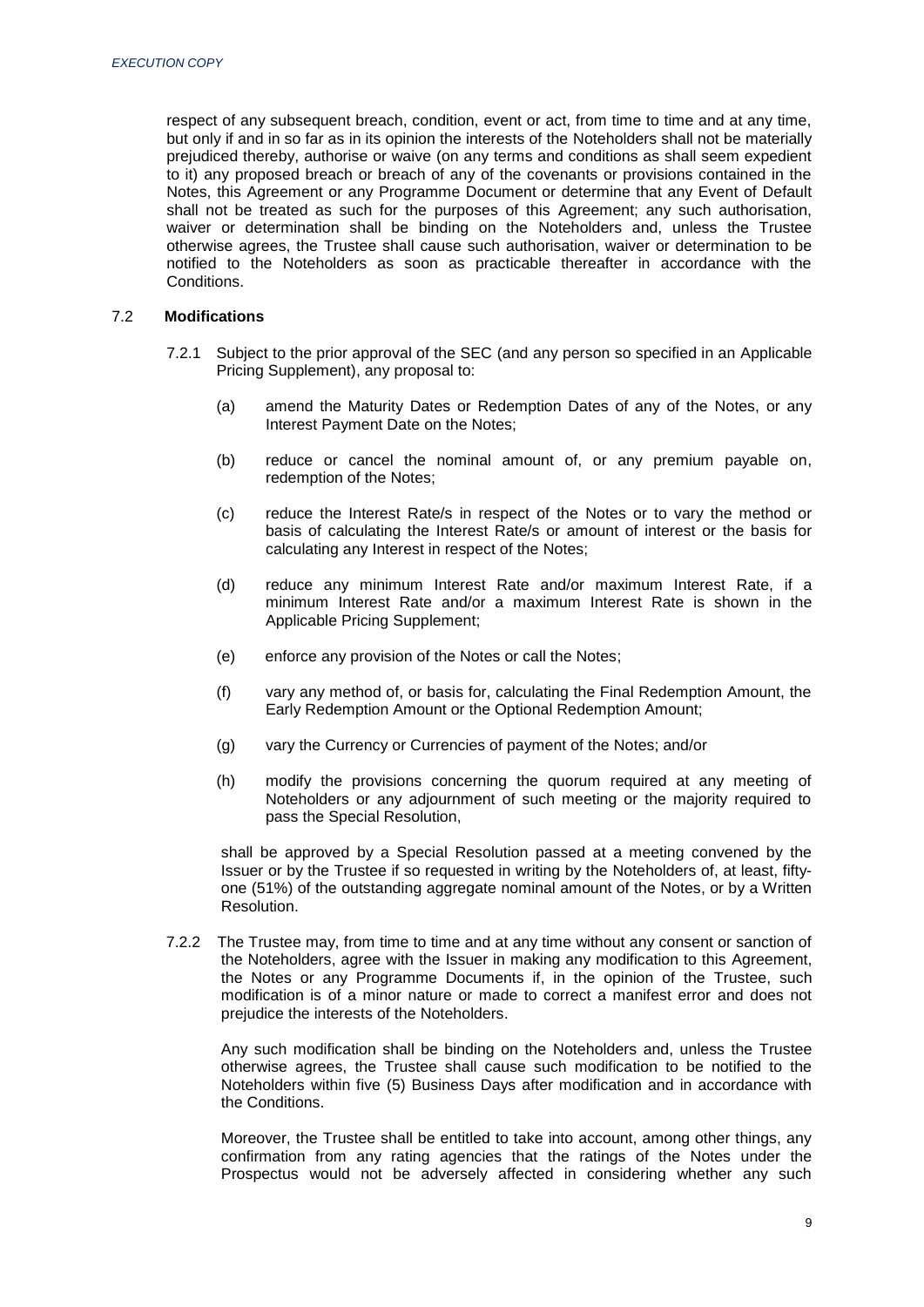respect of any subsequent breach, condition, event or act, from time to time and at any time, but only if and in so far as in its opinion the interests of the Noteholders shall not be materially prejudiced thereby, authorise or waive (on any terms and conditions as shall seem expedient to it) any proposed breach or breach of any of the covenants or provisions contained in the Notes, this Agreement or any Programme Document or determine that any Event of Default shall not be treated as such for the purposes of this Agreement; any such authorisation, waiver or determination shall be binding on the Noteholders and, unless the Trustee otherwise agrees, the Trustee shall cause such authorisation, waiver or determination to be notified to the Noteholders as soon as practicable thereafter in accordance with the Conditions.

7.2 **Modifications**

7.2.1 Subject to the prior approval of the SEC (and any person so specified in an Applicable Pricing Supplement), any proposal to:

(a) amend the Maturity Dates or Redemption Dates of any of the Notes, or any Interest Payment Date on the Notes;

(b) reduce or cancel the nominal amount of, or any premium payable on, redemption of the Notes;

(c) reduce the Interest Rate/s in respect of the Notes or to vary the method or basis of calculating the Interest Rate/s or amount of interest or the basis for calculating any Interest in respect of the Notes;

(d) reduce any minimum Interest Rate and/or maximum Interest Rate, if a minimum Interest Rate and/or a maximum Interest Rate is shown in the Applicable Pricing Supplement;

(e) enforce any provision of the Notes or call the Notes;

(f) vary any method of, or basis for, calculating the Final Redemption Amount, the Early Redemption Amount or the Optional Redemption Amount;

(g) vary the Currency or Currencies of payment of the Notes; and/or

(h) modify the provisions concerning the quorum required at any meeting of Noteholders or any adjournment of such meeting or the majority required to pass the Special Resolution,

shall be approved by a Special Resolution passed at a meeting convened by the Issuer or by the Trustee if so requested in writing by the Noteholders of, at least, fifty-one (51%) of the outstanding aggregate nominal amount of the Notes, or by a Written Resolution.

7.2.2 The Trustee may, from time to time and at any time without any consent or sanction of the Noteholders, agree with the Issuer in making any modification to this Agreement, the Notes or any Programme Documents if, in the opinion of the Trustee, such modification is of a minor nature or made to correct a manifest error and does not prejudice the interests of the Noteholders.

Any such modification shall be binding on the Noteholders and, unless the Trustee otherwise agrees, the Trustee shall cause such modification to be notified to the Noteholders within five (5) Business Days after modification and in accordance with the Conditions.

Moreover, the Trustee shall be entitled to take into account, among other things, any confirmation from any rating agencies that the ratings of the Notes under the Prospectus would not be adversely affected in considering whether any such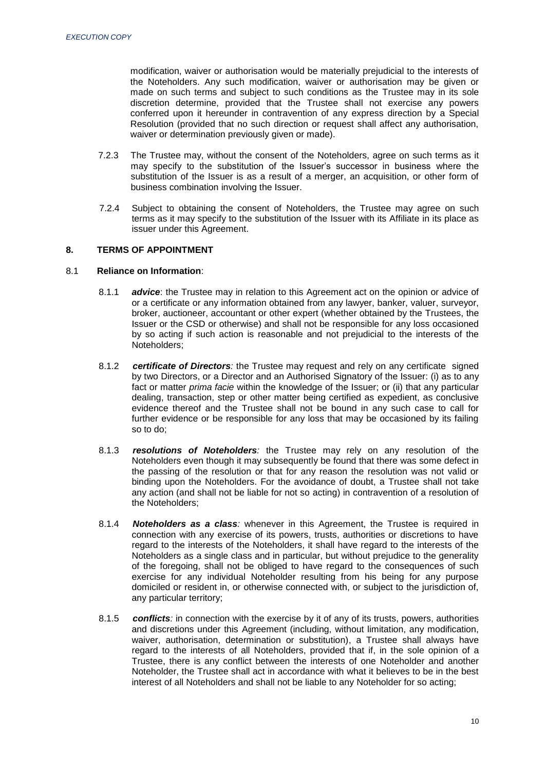modification, waiver or authorisation would be materially prejudicial to the interests of the Noteholders. Any such modification, waiver or authorisation may be given or made on such terms and subject to such conditions as the Trustee may in its sole discretion determine, provided that the Trustee shall not exercise any powers conferred upon it hereunder in contravention of any express direction by a Special Resolution (provided that no such direction or request shall affect any authorisation, waiver or determination previously given or made).

7.2.3 The Trustee may, without the consent of the Noteholders, agree on such terms as it may specify to the substitution of the Issuer's successor in business where the substitution of the Issuer is as a result of a merger, an acquisition, or other form of business combination involving the Issuer.

7.2.4 Subject to obtaining the consent of Noteholders, the Trustee may agree on such terms as it may specify to the substitution of the Issuer with its Affiliate in its place as issuer under this Agreement.

## 8. TERMS OF APPOINTMENT

### 8.1 Reliance on Information:

8.1.1 ***advice***: the Trustee may in relation to this Agreement act on the opinion or advice of or a certificate or any information obtained from any lawyer, banker, valuer, surveyor, broker, auctioneer, accountant or other expert (whether obtained by the Trustees, the Issuer or the CSD or otherwise) and shall not be responsible for any loss occasioned by so acting if such action is reasonable and not prejudicial to the interests of the Noteholders;

8.1.2 ***certificate of Directors****:* the Trustee may request and rely on any certificate signed by two Directors, or a Director and an Authorised Signatory of the Issuer: (i) as to any fact or matter *prima facie* within the knowledge of the Issuer; or (ii) that any particular dealing, transaction, step or other matter being certified as expedient, as conclusive evidence thereof and the Trustee shall not be bound in any such case to call for further evidence or be responsible for any loss that may be occasioned by its failing so to do;

8.1.3 ***resolutions of Noteholders****:* the Trustee may rely on any resolution of the Noteholders even though it may subsequently be found that there was some defect in the passing of the resolution or that for any reason the resolution was not valid or binding upon the Noteholders. For the avoidance of doubt, a Trustee shall not take any action (and shall not be liable for not so acting) in contravention of a resolution of the Noteholders;

8.1.4 ***Noteholders as a class****:* whenever in this Agreement, the Trustee is required in connection with any exercise of its powers, trusts, authorities or discretions to have regard to the interests of the Noteholders, it shall have regard to the interests of the Noteholders as a single class and in particular, but without prejudice to the generality of the foregoing, shall not be obliged to have regard to the consequences of such exercise for any individual Noteholder resulting from his being for any purpose domiciled or resident in, or otherwise connected with, or subject to the jurisdiction of, any particular territory;

8.1.5 ***conflicts****:* in connection with the exercise by it of any of its trusts, powers, authorities and discretions under this Agreement (including, without limitation, any modification, waiver, authorisation, determination or substitution), a Trustee shall always have regard to the interests of all Noteholders, provided that if, in the sole opinion of a Trustee, there is any conflict between the interests of one Noteholder and another Noteholder, the Trustee shall act in accordance with what it believes to be in the best interest of all Noteholders and shall not be liable to any Noteholder for so acting;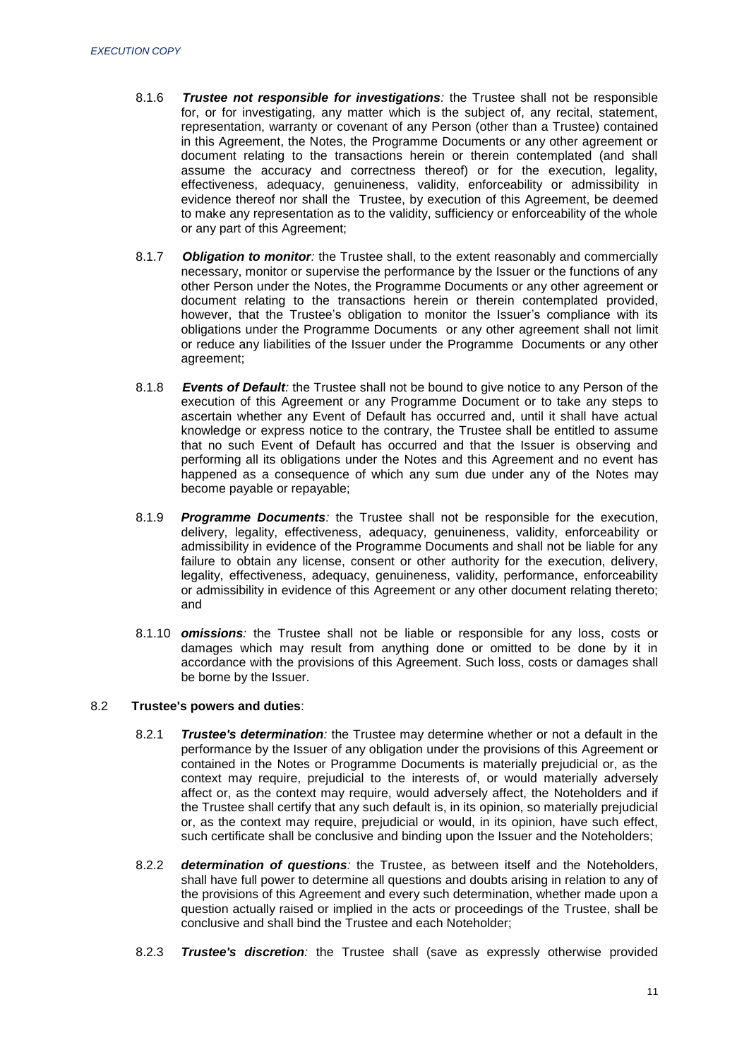8.1.6 ***Trustee not responsible for investigations**:* the Trustee shall not be responsible for, or for investigating, any matter which is the subject of, any recital, statement, representation, warranty or covenant of any Person (other than a Trustee) contained in this Agreement, the Notes, the Programme Documents or any other agreement or document relating to the transactions herein or therein contemplated (and shall assume the accuracy and correctness thereof) or for the execution, legality, effectiveness, adequacy, genuineness, validity, enforceability or admissibility in evidence thereof nor shall the Trustee, by execution of this Agreement, be deemed to make any representation as to the validity, sufficiency or enforceability of the whole or any part of this Agreement;

8.1.7 ***Obligation to monitor**:* the Trustee shall, to the extent reasonably and commercially necessary, monitor or supervise the performance by the Issuer or the functions of any other Person under the Notes, the Programme Documents or any other agreement or document relating to the transactions herein or therein contemplated provided, however, that the Trustee's obligation to monitor the Issuer's compliance with its obligations under the Programme Documents or any other agreement shall not limit or reduce any liabilities of the Issuer under the Programme Documents or any other agreement;

8.1.8 ***Events of Default**:* the Trustee shall not be bound to give notice to any Person of the execution of this Agreement or any Programme Document or to take any steps to ascertain whether any Event of Default has occurred and, until it shall have actual knowledge or express notice to the contrary, the Trustee shall be entitled to assume that no such Event of Default has occurred and that the Issuer is observing and performing all its obligations under the Notes and this Agreement and no event has happened as a consequence of which any sum due under any of the Notes may become payable or repayable;

8.1.9 ***Programme Documents**:* the Trustee shall not be responsible for the execution, delivery, legality, effectiveness, adequacy, genuineness, validity, enforceability or admissibility in evidence of the Programme Documents and shall not be liable for any failure to obtain any license, consent or other authority for the execution, delivery, legality, effectiveness, adequacy, genuineness, validity, performance, enforceability or admissibility in evidence of this Agreement or any other document relating thereto; and

8.1.10 ***omissions**:* the Trustee shall not be liable or responsible for any loss, costs or damages which may result from anything done or omitted to be done by it in accordance with the provisions of this Agreement. Such loss, costs or damages shall be borne by the Issuer.

8.2 **Trustee's powers and duties**:

8.2.1 ***Trustee's determination**:* the Trustee may determine whether or not a default in the performance by the Issuer of any obligation under the provisions of this Agreement or contained in the Notes or Programme Documents is materially prejudicial or, as the context may require, prejudicial to the interests of, or would materially adversely affect or, as the context may require, would adversely affect, the Noteholders and if the Trustee shall certify that any such default is, in its opinion, so materially prejudicial or, as the context may require, prejudicial or would, in its opinion, have such effect, such certificate shall be conclusive and binding upon the Issuer and the Noteholders;

8.2.2 ***determination of questions**:* the Trustee, as between itself and the Noteholders, shall have full power to determine all questions and doubts arising in relation to any of the provisions of this Agreement and every such determination, whether made upon a question actually raised or implied in the acts or proceedings of the Trustee, shall be conclusive and shall bind the Trustee and each Noteholder;

8.2.3 ***Trustee's discretion**:* the Trustee shall (save as expressly otherwise provided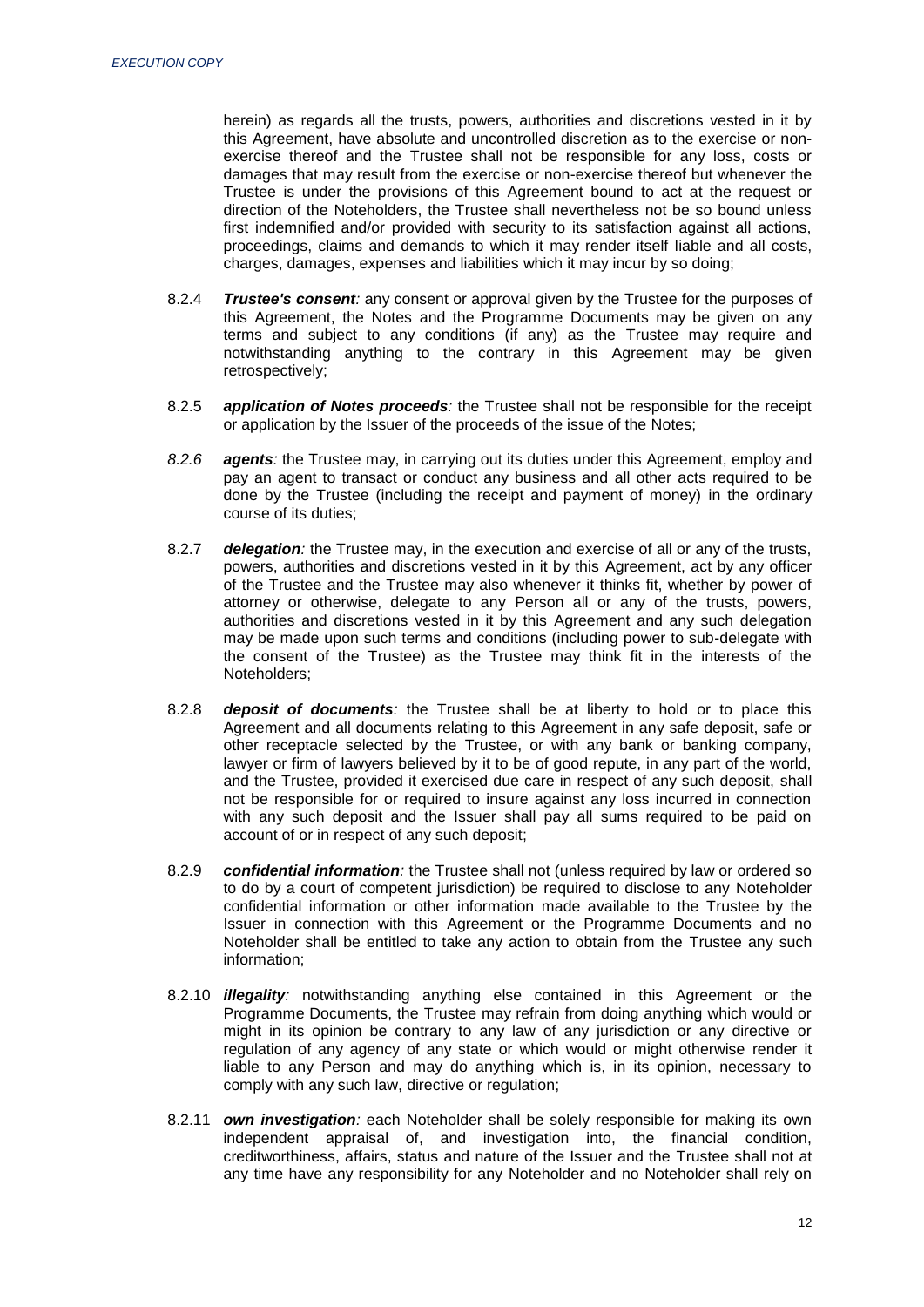herein) as regards all the trusts, powers, authorities and discretions vested in it by this Agreement, have absolute and uncontrolled discretion as to the exercise or non-exercise thereof and the Trustee shall not be responsible for any loss, costs or damages that may result from the exercise or non-exercise thereof but whenever the Trustee is under the provisions of this Agreement bound to act at the request or direction of the Noteholders, the Trustee shall nevertheless not be so bound unless first indemnified and/or provided with security to its satisfaction against all actions, proceedings, claims and demands to which it may render itself liable and all costs, charges, damages, expenses and liabilities which it may incur by so doing;

8.2.4 ***Trustee's consent**:* any consent or approval given by the Trustee for the purposes of this Agreement, the Notes and the Programme Documents may be given on any terms and subject to any conditions (if any) as the Trustee may require and notwithstanding anything to the contrary in this Agreement may be given retrospectively;

8.2.5 ***application of Notes proceeds**:* the Trustee shall not be responsible for the receipt or application by the Issuer of the proceeds of the issue of the Notes;

*8.2.6* ***agents**:* the Trustee may, in carrying out its duties under this Agreement, employ and pay an agent to transact or conduct any business and all other acts required to be done by the Trustee (including the receipt and payment of money) in the ordinary course of its duties;

8.2.7 ***delegation**:* the Trustee may, in the execution and exercise of all or any of the trusts, powers, authorities and discretions vested in it by this Agreement, act by any officer of the Trustee and the Trustee may also whenever it thinks fit, whether by power of attorney or otherwise, delegate to any Person all or any of the trusts, powers, authorities and discretions vested in it by this Agreement and any such delegation may be made upon such terms and conditions (including power to sub-delegate with the consent of the Trustee) as the Trustee may think fit in the interests of the Noteholders;

8.2.8 ***deposit of documents**:* the Trustee shall be at liberty to hold or to place this Agreement and all documents relating to this Agreement in any safe deposit, safe or other receptacle selected by the Trustee, or with any bank or banking company, lawyer or firm of lawyers believed by it to be of good repute, in any part of the world, and the Trustee, provided it exercised due care in respect of any such deposit, shall not be responsible for or required to insure against any loss incurred in connection with any such deposit and the Issuer shall pay all sums required to be paid on account of or in respect of any such deposit;

8.2.9 ***confidential information**:* the Trustee shall not (unless required by law or ordered so to do by a court of competent jurisdiction) be required to disclose to any Noteholder confidential information or other information made available to the Trustee by the Issuer in connection with this Agreement or the Programme Documents and no Noteholder shall be entitled to take any action to obtain from the Trustee any such information;

8.2.10 ***illegality**:* notwithstanding anything else contained in this Agreement or the Programme Documents, the Trustee may refrain from doing anything which would or might in its opinion be contrary to any law of any jurisdiction or any directive or regulation of any agency of any state or which would or might otherwise render it liable to any Person and may do anything which is, in its opinion, necessary to comply with any such law, directive or regulation;

8.2.11 ***own investigation**:* each Noteholder shall be solely responsible for making its own independent appraisal of, and investigation into, the financial condition, creditworthiness, affairs, status and nature of the Issuer and the Trustee shall not at any time have any responsibility for any Noteholder and no Noteholder shall rely on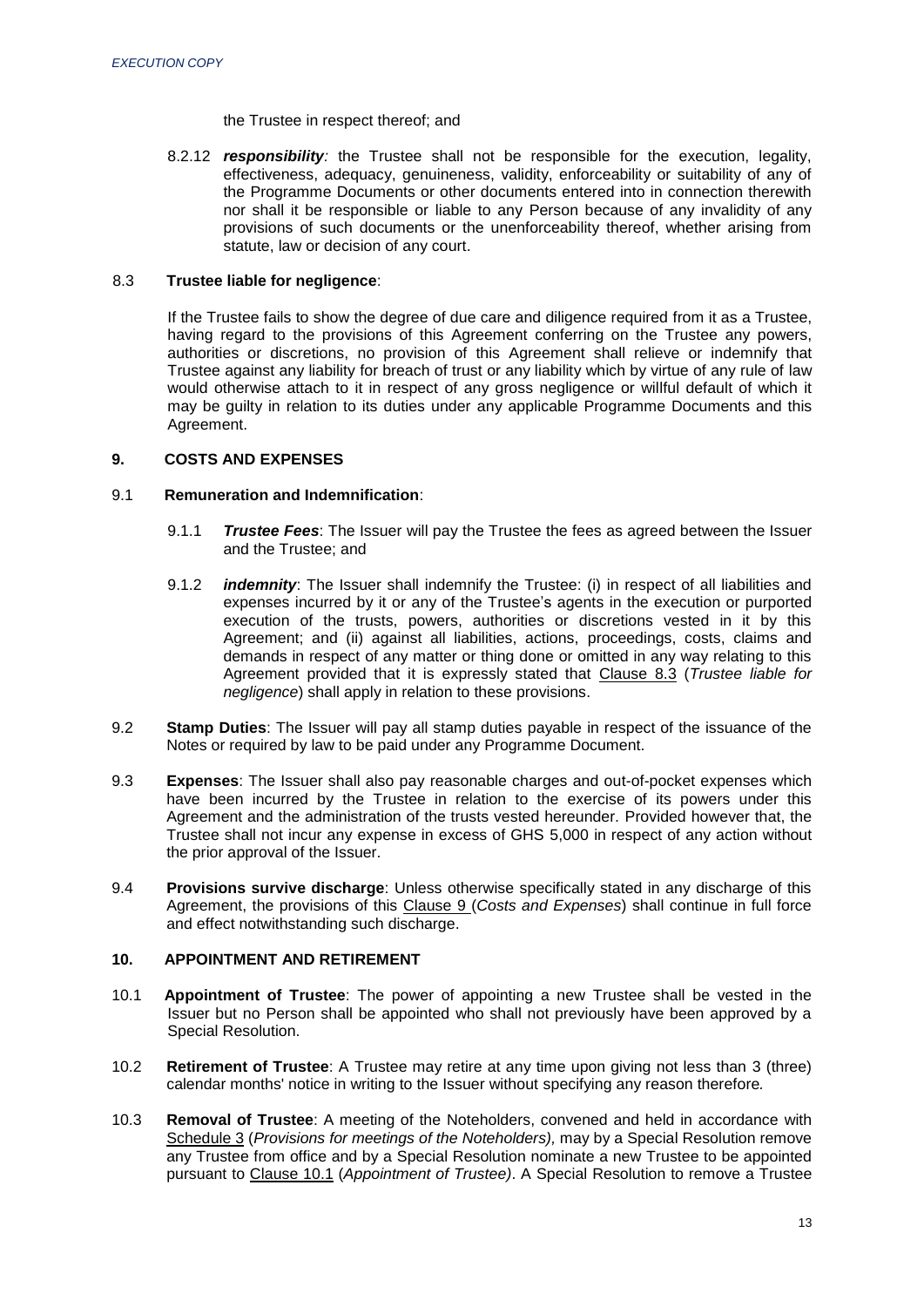the Trustee in respect thereof; and

8.2.12 ***responsibility**:* the Trustee shall not be responsible for the execution, legality, effectiveness, adequacy, genuineness, validity, enforceability or suitability of any of the Programme Documents or other documents entered into in connection therewith nor shall it be responsible or liable to any Person because of any invalidity of any provisions of such documents or the unenforceability thereof, whether arising from statute, law or decision of any court.

8.3 **Trustee liable for negligence**:

If the Trustee fails to show the degree of due care and diligence required from it as a Trustee, having regard to the provisions of this Agreement conferring on the Trustee any powers, authorities or discretions, no provision of this Agreement shall relieve or indemnify that Trustee against any liability for breach of trust or any liability which by virtue of any rule of law would otherwise attach to it in respect of any gross negligence or willful default of which it may be guilty in relation to its duties under any applicable Programme Documents and this Agreement.

## 9. COSTS AND EXPENSES

9.1 **Remuneration and Indemnification**:

9.1.1 ***Trustee Fees***: The Issuer will pay the Trustee the fees as agreed between the Issuer and the Trustee; and

9.1.2 ***indemnity***: The Issuer shall indemnify the Trustee: (i) in respect of all liabilities and expenses incurred by it or any of the Trustee's agents in the execution or purported execution of the trusts, powers, authorities or discretions vested in it by this Agreement; and (ii) against all liabilities, actions, proceedings, costs, claims and demands in respect of any matter or thing done or omitted in any way relating to this Agreement provided that it is expressly stated that Clause 8.3 (*Trustee liable for negligence*) shall apply in relation to these provisions.

9.2 **Stamp Duties**: The Issuer will pay all stamp duties payable in respect of the issuance of the Notes or required by law to be paid under any Programme Document.

9.3 **Expenses**: The Issuer shall also pay reasonable charges and out-of-pocket expenses which have been incurred by the Trustee in relation to the exercise of its powers under this Agreement and the administration of the trusts vested hereunder. Provided however that, the Trustee shall not incur any expense in excess of GHS 5,000 in respect of any action without the prior approval of the Issuer.

9.4 **Provisions survive discharge**: Unless otherwise specifically stated in any discharge of this Agreement, the provisions of this Clause 9 (*Costs and Expenses*) shall continue in full force and effect notwithstanding such discharge.

## 10. APPOINTMENT AND RETIREMENT

10.1 **Appointment of Trustee**: The power of appointing a new Trustee shall be vested in the Issuer but no Person shall be appointed who shall not previously have been approved by a Special Resolution.

10.2 **Retirement of Trustee**: A Trustee may retire at any time upon giving not less than 3 (three) calendar months' notice in writing to the Issuer without specifying any reason therefore*.*

10.3 **Removal of Trustee**: A meeting of the Noteholders, convened and held in accordance with Schedule 3 (*Provisions for meetings of the Noteholders),* may by a Special Resolution remove any Trustee from office and by a Special Resolution nominate a new Trustee to be appointed pursuant to Clause 10.1 (*Appointment of Trustee)*. A Special Resolution to remove a Trustee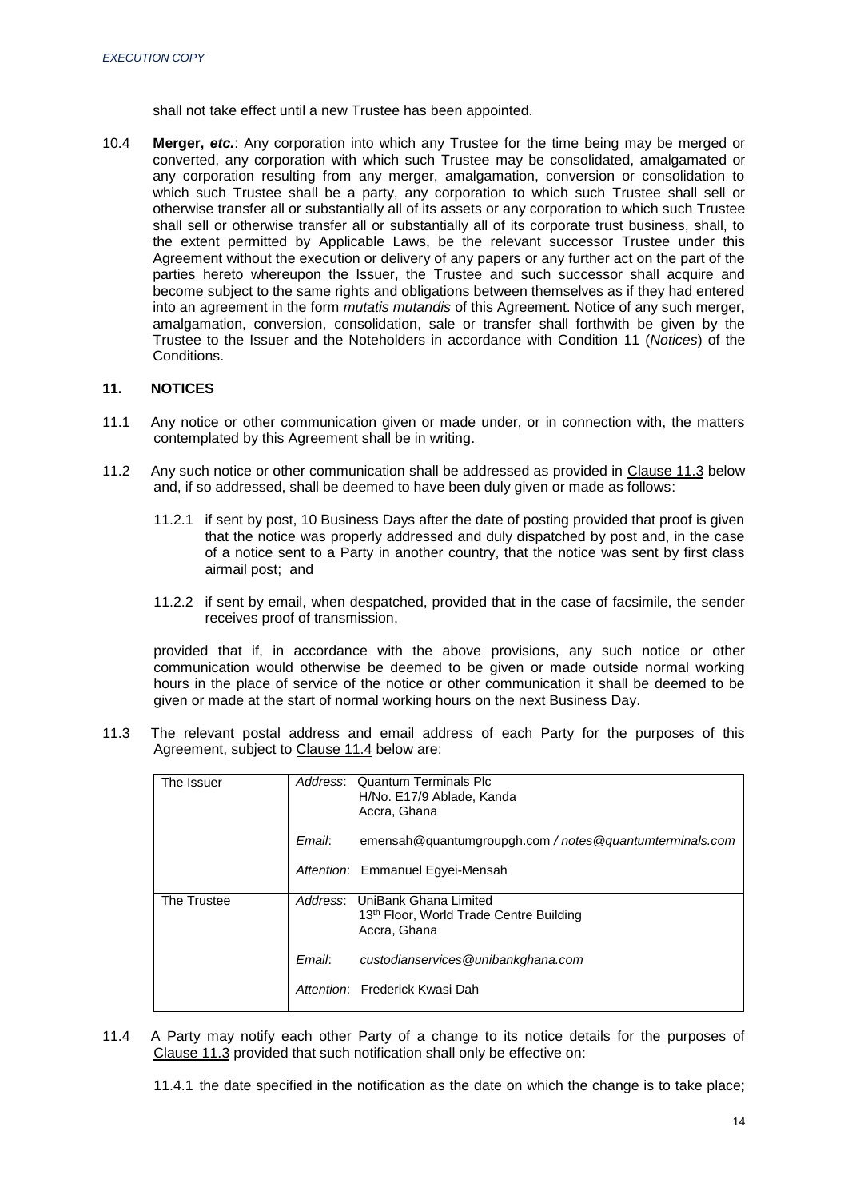shall not take effect until a new Trustee has been appointed.

10.4 **Merger, *etc.***: Any corporation into which any Trustee for the time being may be merged or converted, any corporation with which such Trustee may be consolidated, amalgamated or any corporation resulting from any merger, amalgamation, conversion or consolidation to which such Trustee shall be a party, any corporation to which such Trustee shall sell or otherwise transfer all or substantially all of its assets or any corporation to which such Trustee shall sell or otherwise transfer all or substantially all of its corporate trust business, shall, to the extent permitted by Applicable Laws, be the relevant successor Trustee under this Agreement without the execution or delivery of any papers or any further act on the part of the parties hereto whereupon the Issuer, the Trustee and such successor shall acquire and become subject to the same rights and obligations between themselves as if they had entered into an agreement in the form *mutatis mutandis* of this Agreement. Notice of any such merger, amalgamation, conversion, consolidation, sale or transfer shall forthwith be given by the Trustee to the Issuer and the Noteholders in accordance with Condition 11 (*Notices*) of the Conditions.

## 11. NOTICES

11.1 Any notice or other communication given or made under, or in connection with, the matters contemplated by this Agreement shall be in writing.

11.2 Any such notice or other communication shall be addressed as provided in Clause 11.3 below and, if so addressed, shall be deemed to have been duly given or made as follows:

11.2.1 if sent by post, 10 Business Days after the date of posting provided that proof is given that the notice was properly addressed and duly dispatched by post and, in the case of a notice sent to a Party in another country, that the notice was sent by first class airmail post; and

11.2.2 if sent by email, when despatched, provided that in the case of facsimile, the sender receives proof of transmission,

provided that if, in accordance with the above provisions, any such notice or other communication would otherwise be deemed to be given or made outside normal working hours in the place of service of the notice or other communication it shall be deemed to be given or made at the start of normal working hours on the next Business Day.

11.3 The relevant postal address and email address of each Party for the purposes of this Agreement, subject to Clause 11.4 below are:

| | |
|---|---|
| The Issuer | *Address*: Quantum Terminals Plc<br>H/No. E17/9 Ablade, Kanda<br>Accra, Ghana<br><br>*Email*: emensah@quantumgroupgh.com / *notes@quantumterminals.com*<br><br>*Attention*: Emmanuel Egyei-Mensah |
| The Trustee | *Address*: UniBank Ghana Limited<br>13th Floor, World Trade Centre Building<br>Accra, Ghana<br><br>*Email*: *custodianservices@unibankghana.com*<br><br>*Attention*: Frederick Kwasi Dah |

11.4 A Party may notify each other Party of a change to its notice details for the purposes of Clause 11.3 provided that such notification shall only be effective on:

11.4.1 the date specified in the notification as the date on which the change is to take place;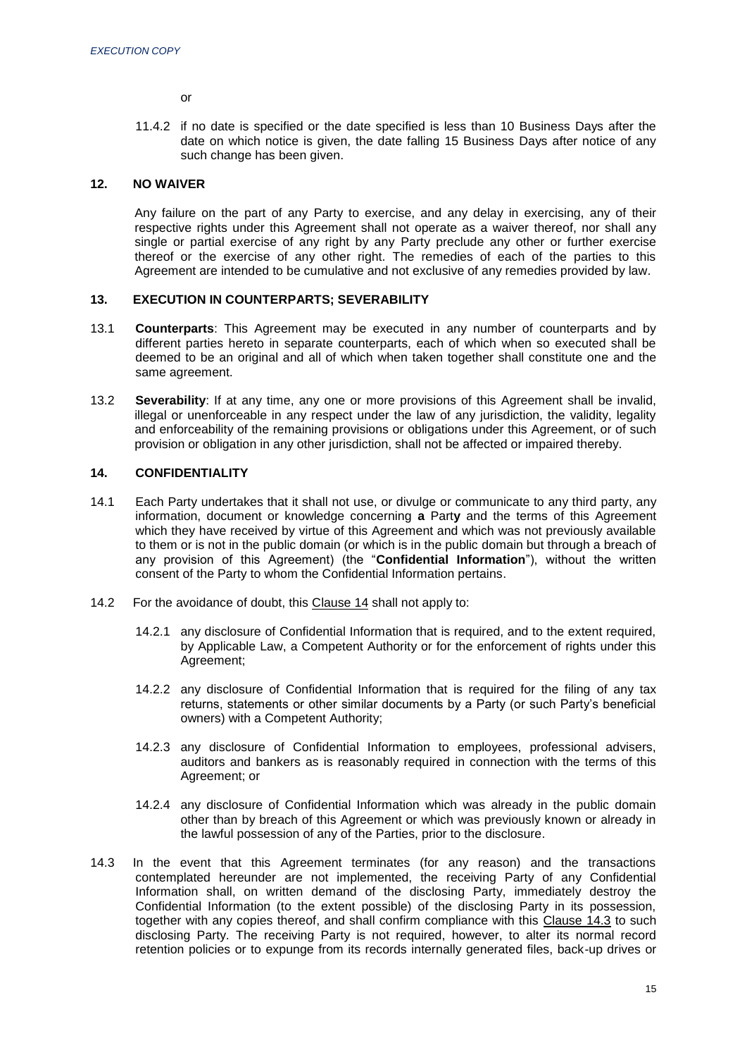or

11.4.2 if no date is specified or the date specified is less than 10 Business Days after the date on which notice is given, the date falling 15 Business Days after notice of any such change has been given.

## 12. NO WAIVER

Any failure on the part of any Party to exercise, and any delay in exercising, any of their respective rights under this Agreement shall not operate as a waiver thereof, nor shall any single or partial exercise of any right by any Party preclude any other or further exercise thereof or the exercise of any other right. The remedies of each of the parties to this Agreement are intended to be cumulative and not exclusive of any remedies provided by law.

## 13. EXECUTION IN COUNTERPARTS; SEVERABILITY

13.1 **Counterparts**: This Agreement may be executed in any number of counterparts and by different parties hereto in separate counterparts, each of which when so executed shall be deemed to be an original and all of which when taken together shall constitute one and the same agreement.

13.2 **Severability**: If at any time, any one or more provisions of this Agreement shall be invalid, illegal or unenforceable in any respect under the law of any jurisdiction, the validity, legality and enforceability of the remaining provisions or obligations under this Agreement, or of such provision or obligation in any other jurisdiction, shall not be affected or impaired thereby.

## 14. CONFIDENTIALITY

14.1 Each Party undertakes that it shall not use, or divulge or communicate to any third party, any information, document or knowledge concerning **a** Part**y** and the terms of this Agreement which they have received by virtue of this Agreement and which was not previously available to them or is not in the public domain (or which is in the public domain but through a breach of any provision of this Agreement) (the "**Confidential Information**"), without the written consent of the Party to whom the Confidential Information pertains.

14.2 For the avoidance of doubt, this Clause 14 shall not apply to:

14.2.1 any disclosure of Confidential Information that is required, and to the extent required, by Applicable Law, a Competent Authority or for the enforcement of rights under this Agreement;

14.2.2 any disclosure of Confidential Information that is required for the filing of any tax returns, statements or other similar documents by a Party (or such Party's beneficial owners) with a Competent Authority;

14.2.3 any disclosure of Confidential Information to employees, professional advisers, auditors and bankers as is reasonably required in connection with the terms of this Agreement; or

14.2.4 any disclosure of Confidential Information which was already in the public domain other than by breach of this Agreement or which was previously known or already in the lawful possession of any of the Parties, prior to the disclosure.

14.3 In the event that this Agreement terminates (for any reason) and the transactions contemplated hereunder are not implemented, the receiving Party of any Confidential Information shall, on written demand of the disclosing Party, immediately destroy the Confidential Information (to the extent possible) of the disclosing Party in its possession, together with any copies thereof, and shall confirm compliance with this Clause 14.3 to such disclosing Party. The receiving Party is not required, however, to alter its normal record retention policies or to expunge from its records internally generated files, back-up drives or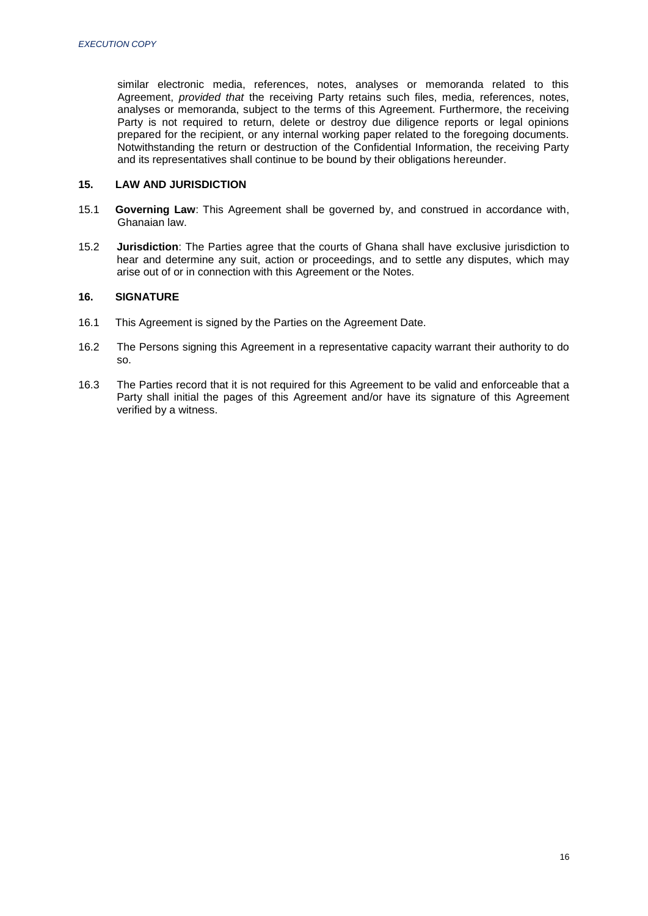similar electronic media, references, notes, analyses or memoranda related to this Agreement, *provided that* the receiving Party retains such files, media, references, notes, analyses or memoranda, subject to the terms of this Agreement. Furthermore, the receiving Party is not required to return, delete or destroy due diligence reports or legal opinions prepared for the recipient, or any internal working paper related to the foregoing documents. Notwithstanding the return or destruction of the Confidential Information, the receiving Party and its representatives shall continue to be bound by their obligations hereunder.

## 15. LAW AND JURISDICTION

15.1 **Governing Law**: This Agreement shall be governed by, and construed in accordance with, Ghanaian law.

15.2 **Jurisdiction**: The Parties agree that the courts of Ghana shall have exclusive jurisdiction to hear and determine any suit, action or proceedings, and to settle any disputes, which may arise out of or in connection with this Agreement or the Notes.

## 16. SIGNATURE

16.1 This Agreement is signed by the Parties on the Agreement Date.

16.2 The Persons signing this Agreement in a representative capacity warrant their authority to do so.

16.3 The Parties record that it is not required for this Agreement to be valid and enforceable that a Party shall initial the pages of this Agreement and/or have its signature of this Agreement verified by a witness.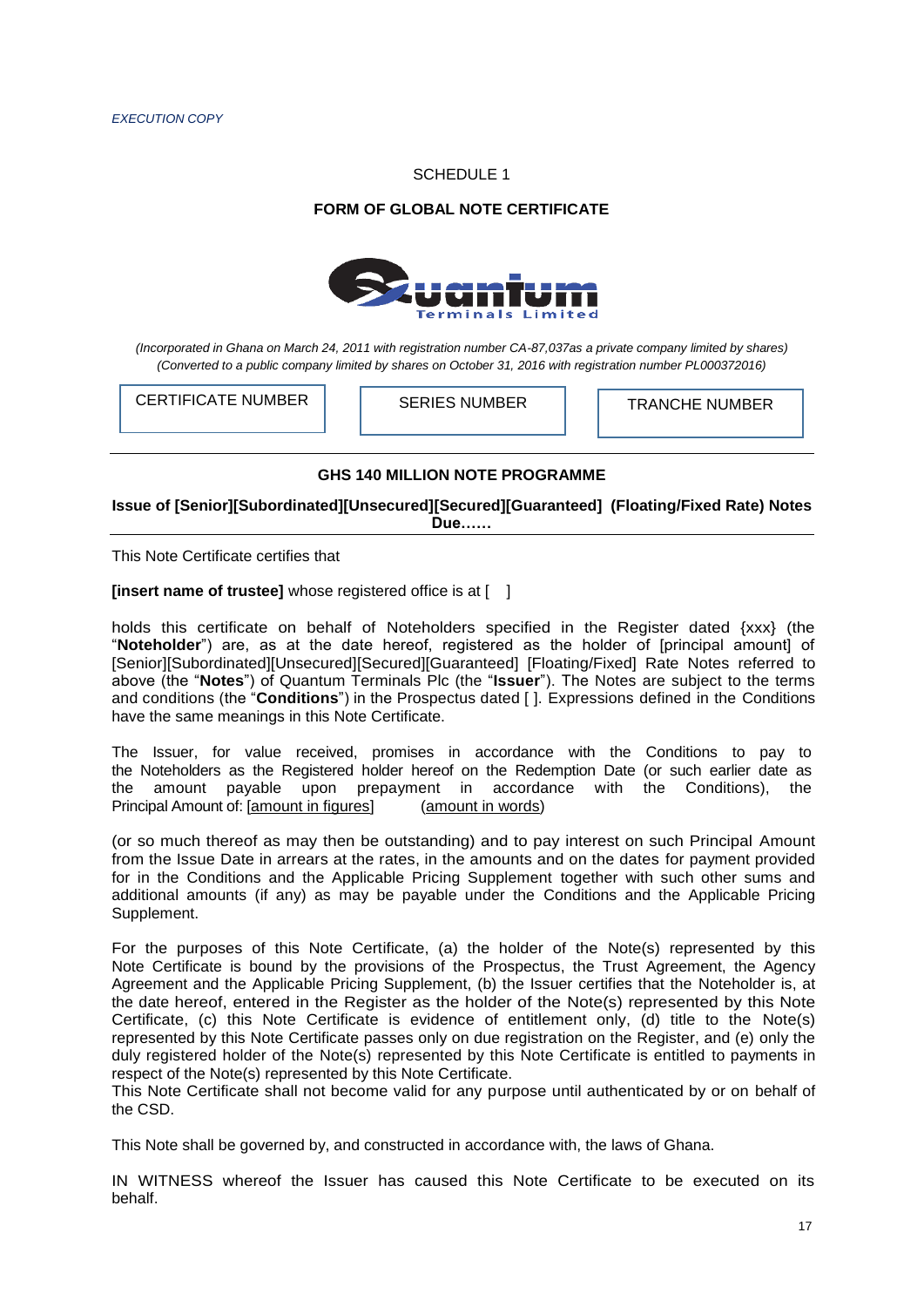*EXECUTION COPY*

SCHEDULE 1

**FORM OF GLOBAL NOTE CERTIFICATE**

*(Incorporated in Ghana on March 24, 2011 with registration number CA-87,037as a private company limited by shares)*
*(Converted to a public company limited by shares on October 31, 2016 with registration number PL000372016)*

| CERTIFICATE NUMBER | SERIES NUMBER | TRANCHE NUMBER |
|---|---|---|
| | | |

**GHS 140 MILLION NOTE PROGRAMME**

**Issue of [Senior][Subordinated][Unsecured][Secured][Guaranteed] (Floating/Fixed Rate) Notes Due……**

This Note Certificate certifies that

**[insert name of trustee]** whose registered office is at [ ]

holds this certificate on behalf of Noteholders specified in the Register dated {xxx} (the "**Noteholder**") are, as at the date hereof, registered as the holder of [principal amount] of [Senior][Subordinated][Unsecured][Secured][Guaranteed] [Floating/Fixed] Rate Notes referred to above (the "**Notes**") of Quantum Terminals Plc (the "**Issuer**"). The Notes are subject to the terms and conditions (the "**Conditions**") in the Prospectus dated [ ]. Expressions defined in the Conditions have the same meanings in this Note Certificate.

The Issuer, for value received, promises in accordance with the Conditions to pay to the Noteholders as the Registered holder hereof on the Redemption Date (or such earlier date as the amount payable upon prepayment in accordance with the Conditions), the Principal Amount of: [amount in figures] (amount in words)

(or so much thereof as may then be outstanding) and to pay interest on such Principal Amount from the Issue Date in arrears at the rates, in the amounts and on the dates for payment provided for in the Conditions and the Applicable Pricing Supplement together with such other sums and additional amounts (if any) as may be payable under the Conditions and the Applicable Pricing Supplement.

For the purposes of this Note Certificate, (a) the holder of the Note(s) represented by this Note Certificate is bound by the provisions of the Prospectus, the Trust Agreement, the Agency Agreement and the Applicable Pricing Supplement, (b) the Issuer certifies that the Noteholder is, at the date hereof, entered in the Register as the holder of the Note(s) represented by this Note Certificate, (c) this Note Certificate is evidence of entitlement only, (d) title to the Note(s) represented by this Note Certificate passes only on due registration on the Register, and (e) only the duly registered holder of the Note(s) represented by this Note Certificate is entitled to payments in respect of the Note(s) represented by this Note Certificate.
This Note Certificate shall not become valid for any purpose until authenticated by or on behalf of the CSD.

This Note shall be governed by, and constructed in accordance with, the laws of Ghana.

IN WITNESS whereof the Issuer has caused this Note Certificate to be executed on its behalf.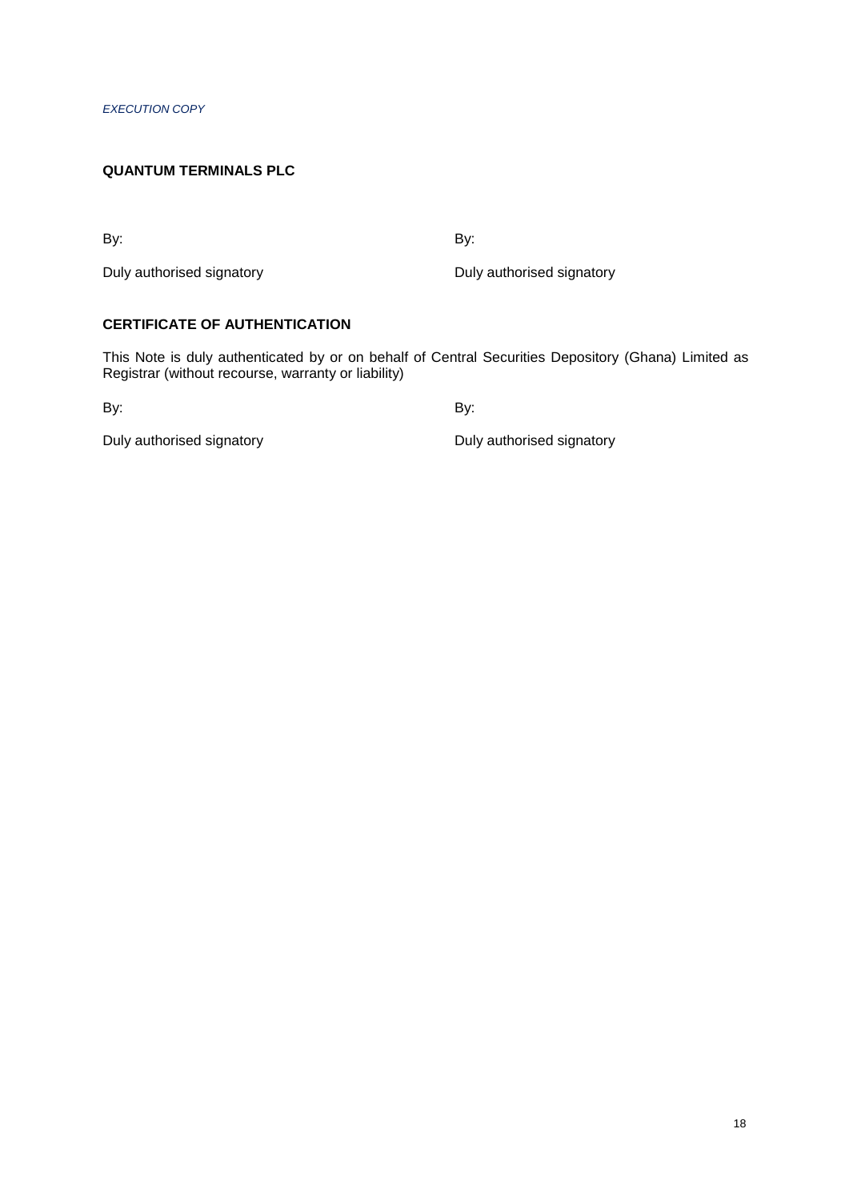*EXECUTION COPY*

**QUANTUM TERMINALS PLC**

By:

Duly authorised signatory

By:

Duly authorised signatory

**CERTIFICATE OF AUTHENTICATION**

This Note is duly authenticated by or on behalf of Central Securities Depository (Ghana) Limited as Registrar (without recourse, warranty or liability)

By:

Duly authorised signatory

By:

Duly authorised signatory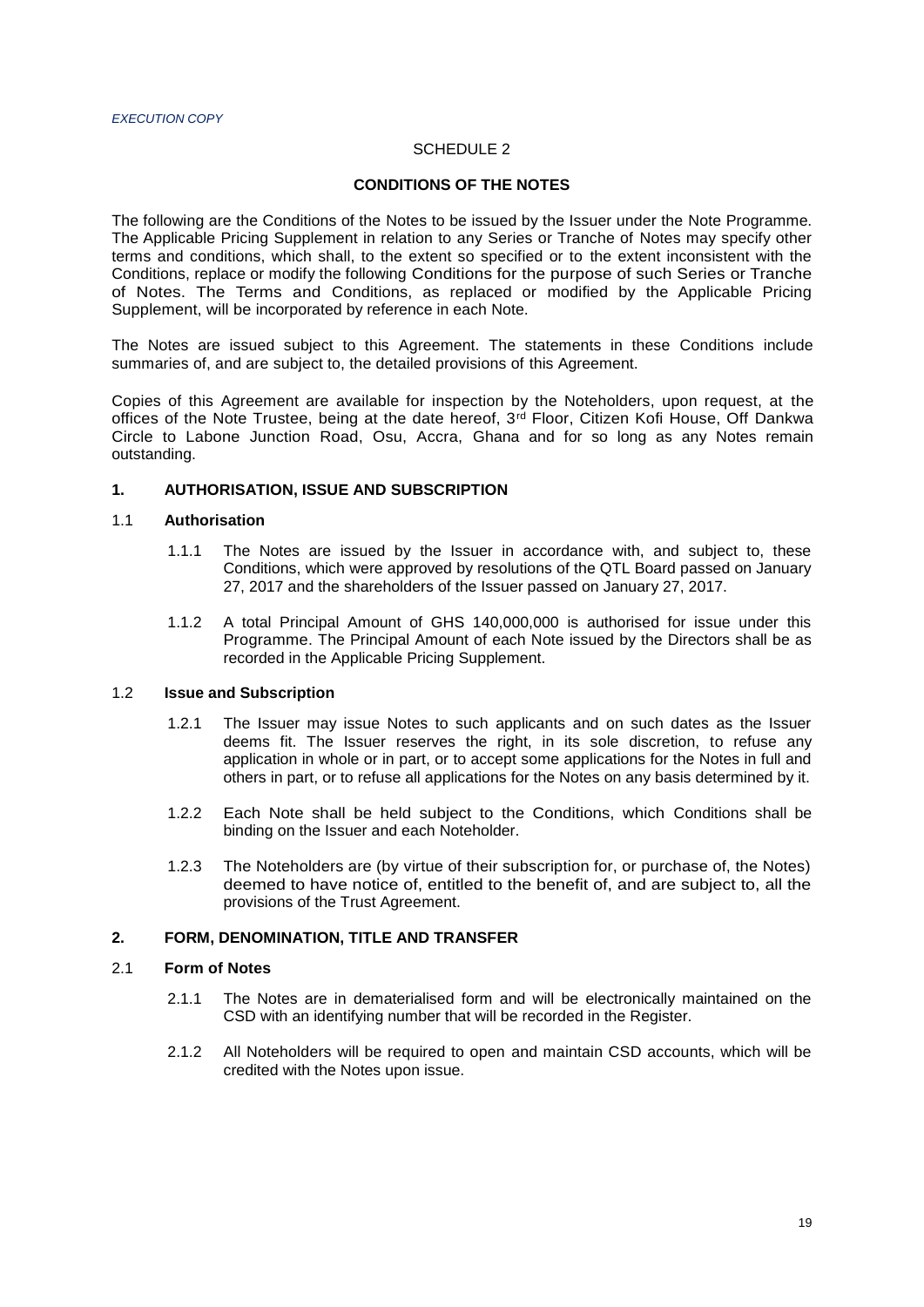*EXECUTION COPY*

SCHEDULE 2

**CONDITIONS OF THE NOTES**

The following are the Conditions of the Notes to be issued by the Issuer under the Note Programme. The Applicable Pricing Supplement in relation to any Series or Tranche of Notes may specify other terms and conditions, which shall, to the extent so specified or to the extent inconsistent with the Conditions, replace or modify the following Conditions for the purpose of such Series or Tranche of Notes. The Terms and Conditions, as replaced or modified by the Applicable Pricing Supplement, will be incorporated by reference in each Note.

The Notes are issued subject to this Agreement. The statements in these Conditions include summaries of, and are subject to, the detailed provisions of this Agreement.

Copies of this Agreement are available for inspection by the Noteholders, upon request, at the offices of the Note Trustee, being at the date hereof, 3rd Floor, Citizen Kofi House, Off Dankwa Circle to Labone Junction Road, Osu, Accra, Ghana and for so long as any Notes remain outstanding.

## 1. AUTHORISATION, ISSUE AND SUBSCRIPTION

### 1.1 Authorisation

1.1.1 The Notes are issued by the Issuer in accordance with, and subject to, these Conditions, which were approved by resolutions of the QTL Board passed on January 27, 2017 and the shareholders of the Issuer passed on January 27, 2017.

1.1.2 A total Principal Amount of GHS 140,000,000 is authorised for issue under this Programme. The Principal Amount of each Note issued by the Directors shall be as recorded in the Applicable Pricing Supplement.

### 1.2 Issue and Subscription

1.2.1 The Issuer may issue Notes to such applicants and on such dates as the Issuer deems fit. The Issuer reserves the right, in its sole discretion, to refuse any application in whole or in part, or to accept some applications for the Notes in full and others in part, or to refuse all applications for the Notes on any basis determined by it.

1.2.2 Each Note shall be held subject to the Conditions, which Conditions shall be binding on the Issuer and each Noteholder.

1.2.3 The Noteholders are (by virtue of their subscription for, or purchase of, the Notes) deemed to have notice of, entitled to the benefit of, and are subject to, all the provisions of the Trust Agreement.

## 2. FORM, DENOMINATION, TITLE AND TRANSFER

### 2.1 Form of Notes

2.1.1 The Notes are in dematerialised form and will be electronically maintained on the CSD with an identifying number that will be recorded in the Register.

2.1.2 All Noteholders will be required to open and maintain CSD accounts, which will be credited with the Notes upon issue.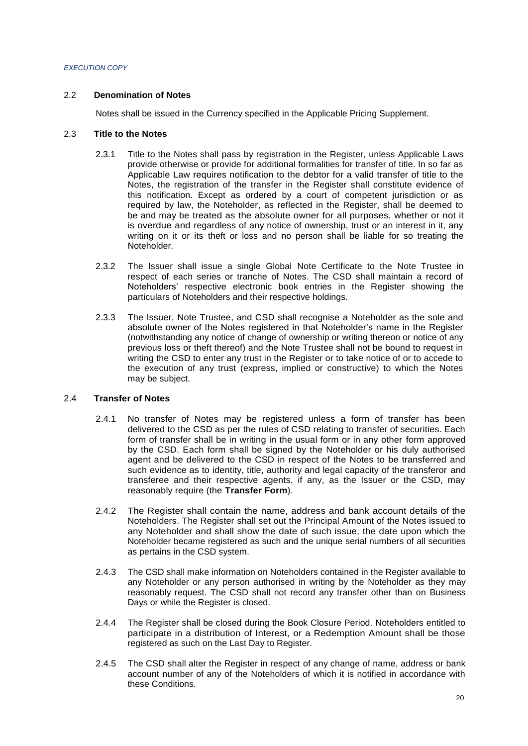### 2.2 **Denomination of Notes**

Notes shall be issued in the Currency specified in the Applicable Pricing Supplement.

### 2.3 **Title to the Notes**

2.3.1 Title to the Notes shall pass by registration in the Register, unless Applicable Laws provide otherwise or provide for additional formalities for transfer of title. In so far as Applicable Law requires notification to the debtor for a valid transfer of title to the Notes, the registration of the transfer in the Register shall constitute evidence of this notification. Except as ordered by a court of competent jurisdiction or as required by law, the Noteholder, as reflected in the Register, shall be deemed to be and may be treated as the absolute owner for all purposes, whether or not it is overdue and regardless of any notice of ownership, trust or an interest in it, any writing on it or its theft or loss and no person shall be liable for so treating the Noteholder.

2.3.2 The Issuer shall issue a single Global Note Certificate to the Note Trustee in respect of each series or tranche of Notes. The CSD shall maintain a record of Noteholders' respective electronic book entries in the Register showing the particulars of Noteholders and their respective holdings.

2.3.3 The Issuer, Note Trustee, and CSD shall recognise a Noteholder as the sole and absolute owner of the Notes registered in that Noteholder's name in the Register (notwithstanding any notice of change of ownership or writing thereon or notice of any previous loss or theft thereof) and the Note Trustee shall not be bound to request in writing the CSD to enter any trust in the Register or to take notice of or to accede to the execution of any trust (express, implied or constructive) to which the Notes may be subject.

### 2.4 **Transfer of Notes**

2.4.1 No transfer of Notes may be registered unless a form of transfer has been delivered to the CSD as per the rules of CSD relating to transfer of securities. Each form of transfer shall be in writing in the usual form or in any other form approved by the CSD. Each form shall be signed by the Noteholder or his duly authorised agent and be delivered to the CSD in respect of the Notes to be transferred and such evidence as to identity, title, authority and legal capacity of the transferor and transferee and their respective agents, if any, as the Issuer or the CSD, may reasonably require (the **Transfer Form**).

2.4.2 The Register shall contain the name, address and bank account details of the Noteholders. The Register shall set out the Principal Amount of the Notes issued to any Noteholder and shall show the date of such issue, the date upon which the Noteholder became registered as such and the unique serial numbers of all securities as pertains in the CSD system.

2.4.3 The CSD shall make information on Noteholders contained in the Register available to any Noteholder or any person authorised in writing by the Noteholder as they may reasonably request. The CSD shall not record any transfer other than on Business Days or while the Register is closed.

2.4.4 The Register shall be closed during the Book Closure Period. Noteholders entitled to participate in a distribution of Interest, or a Redemption Amount shall be those registered as such on the Last Day to Register.

2.4.5 The CSD shall alter the Register in respect of any change of name, address or bank account number of any of the Noteholders of which it is notified in accordance with these Conditions.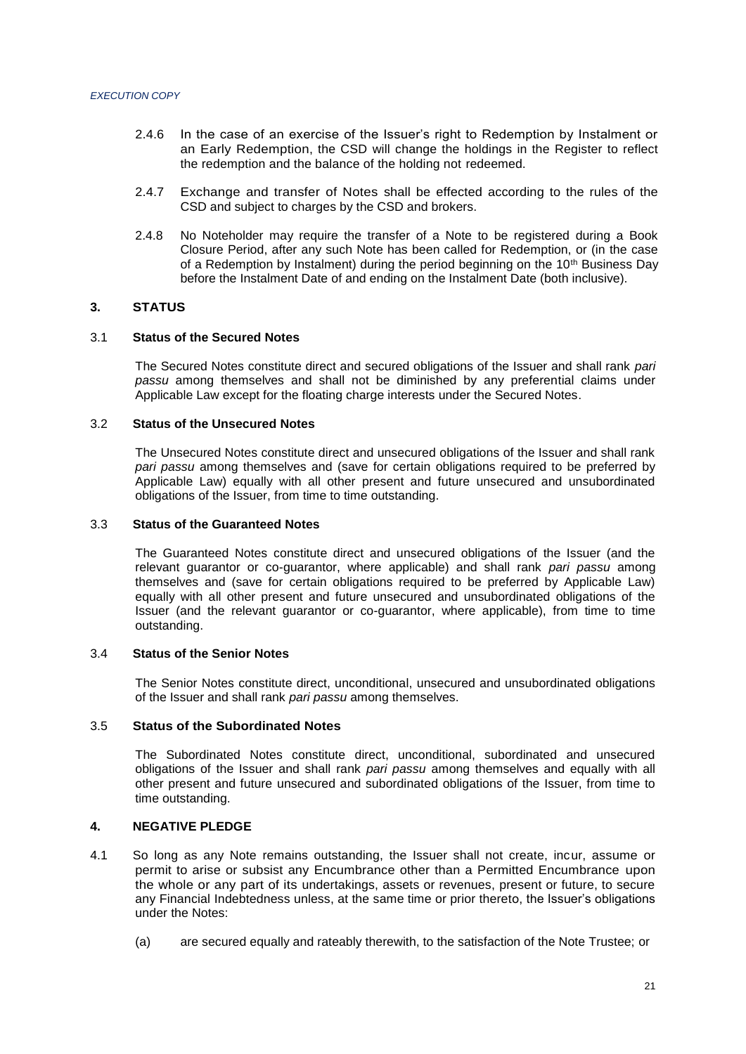2.4.6 In the case of an exercise of the Issuer's right to Redemption by Instalment or an Early Redemption, the CSD will change the holdings in the Register to reflect the redemption and the balance of the holding not redeemed.

2.4.7 Exchange and transfer of Notes shall be effected according to the rules of the CSD and subject to charges by the CSD and brokers.

2.4.8 No Noteholder may require the transfer of a Note to be registered during a Book Closure Period, after any such Note has been called for Redemption, or (in the case of a Redemption by Instalment) during the period beginning on the 10th Business Day before the Instalment Date of and ending on the Instalment Date (both inclusive).

## 3. STATUS

### 3.1 Status of the Secured Notes

The Secured Notes constitute direct and secured obligations of the Issuer and shall rank *pari passu* among themselves and shall not be diminished by any preferential claims under Applicable Law except for the floating charge interests under the Secured Notes.

### 3.2 Status of the Unsecured Notes

The Unsecured Notes constitute direct and unsecured obligations of the Issuer and shall rank *pari passu* among themselves and (save for certain obligations required to be preferred by Applicable Law) equally with all other present and future unsecured and unsubordinated obligations of the Issuer, from time to time outstanding.

### 3.3 Status of the Guaranteed Notes

The Guaranteed Notes constitute direct and unsecured obligations of the Issuer (and the relevant guarantor or co-guarantor, where applicable) and shall rank *pari passu* among themselves and (save for certain obligations required to be preferred by Applicable Law) equally with all other present and future unsecured and unsubordinated obligations of the Issuer (and the relevant guarantor or co-guarantor, where applicable), from time to time outstanding.

### 3.4 Status of the Senior Notes

The Senior Notes constitute direct, unconditional, unsecured and unsubordinated obligations of the Issuer and shall rank *pari passu* among themselves.

### 3.5 Status of the Subordinated Notes

The Subordinated Notes constitute direct, unconditional, subordinated and unsecured obligations of the Issuer and shall rank *pari passu* among themselves and equally with all other present and future unsecured and subordinated obligations of the Issuer, from time to time outstanding.

## 4. NEGATIVE PLEDGE

4.1 So long as any Note remains outstanding, the Issuer shall not create, incur, assume or permit to arise or subsist any Encumbrance other than a Permitted Encumbrance upon the whole or any part of its undertakings, assets or revenues, present or future, to secure any Financial Indebtedness unless, at the same time or prior thereto, the Issuer's obligations under the Notes:

(a) are secured equally and rateably therewith, to the satisfaction of the Note Trustee; or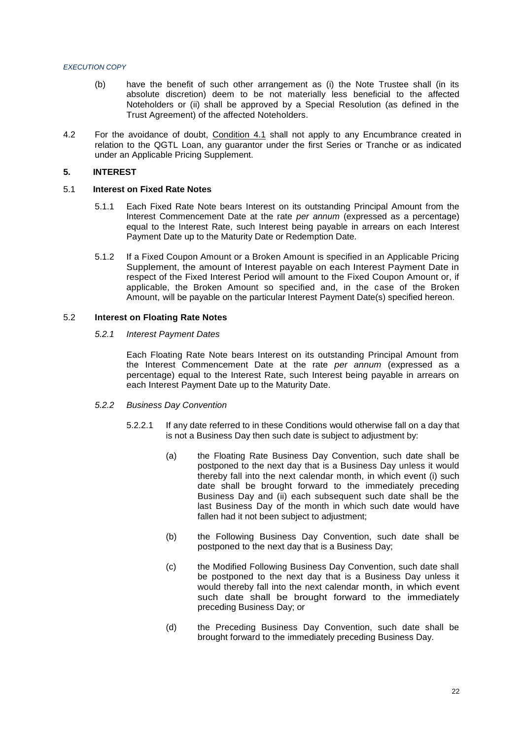(b) have the benefit of such other arrangement as (i) the Note Trustee shall (in its absolute discretion) deem to be not materially less beneficial to the affected Noteholders or (ii) shall be approved by a Special Resolution (as defined in the Trust Agreement) of the affected Noteholders.

4.2 For the avoidance of doubt, Condition 4.1 shall not apply to any Encumbrance created in relation to the QGTL Loan, any guarantor under the first Series or Tranche or as indicated under an Applicable Pricing Supplement.

## 5. INTEREST

### 5.1 Interest on Fixed Rate Notes

5.1.1 Each Fixed Rate Note bears Interest on its outstanding Principal Amount from the Interest Commencement Date at the rate *per annum* (expressed as a percentage) equal to the Interest Rate, such Interest being payable in arrears on each Interest Payment Date up to the Maturity Date or Redemption Date.

5.1.2 If a Fixed Coupon Amount or a Broken Amount is specified in an Applicable Pricing Supplement, the amount of Interest payable on each Interest Payment Date in respect of the Fixed Interest Period will amount to the Fixed Coupon Amount or, if applicable, the Broken Amount so specified and, in the case of the Broken Amount, will be payable on the particular Interest Payment Date(s) specified hereon.

### 5.2 Interest on Floating Rate Notes

*5.2.1 Interest Payment Dates*

Each Floating Rate Note bears Interest on its outstanding Principal Amount from the Interest Commencement Date at the rate *per annum* (expressed as a percentage) equal to the Interest Rate, such Interest being payable in arrears on each Interest Payment Date up to the Maturity Date.

*5.2.2 Business Day Convention*

5.2.2.1 If any date referred to in these Conditions would otherwise fall on a day that is not a Business Day then such date is subject to adjustment by:

(a) the Floating Rate Business Day Convention, such date shall be postponed to the next day that is a Business Day unless it would thereby fall into the next calendar month, in which event (i) such date shall be brought forward to the immediately preceding Business Day and (ii) each subsequent such date shall be the last Business Day of the month in which such date would have fallen had it not been subject to adjustment;

(b) the Following Business Day Convention, such date shall be postponed to the next day that is a Business Day;

(c) the Modified Following Business Day Convention, such date shall be postponed to the next day that is a Business Day unless it would thereby fall into the next calendar month, in which event such date shall be brought forward to the immediately preceding Business Day; or

(d) the Preceding Business Day Convention, such date shall be brought forward to the immediately preceding Business Day.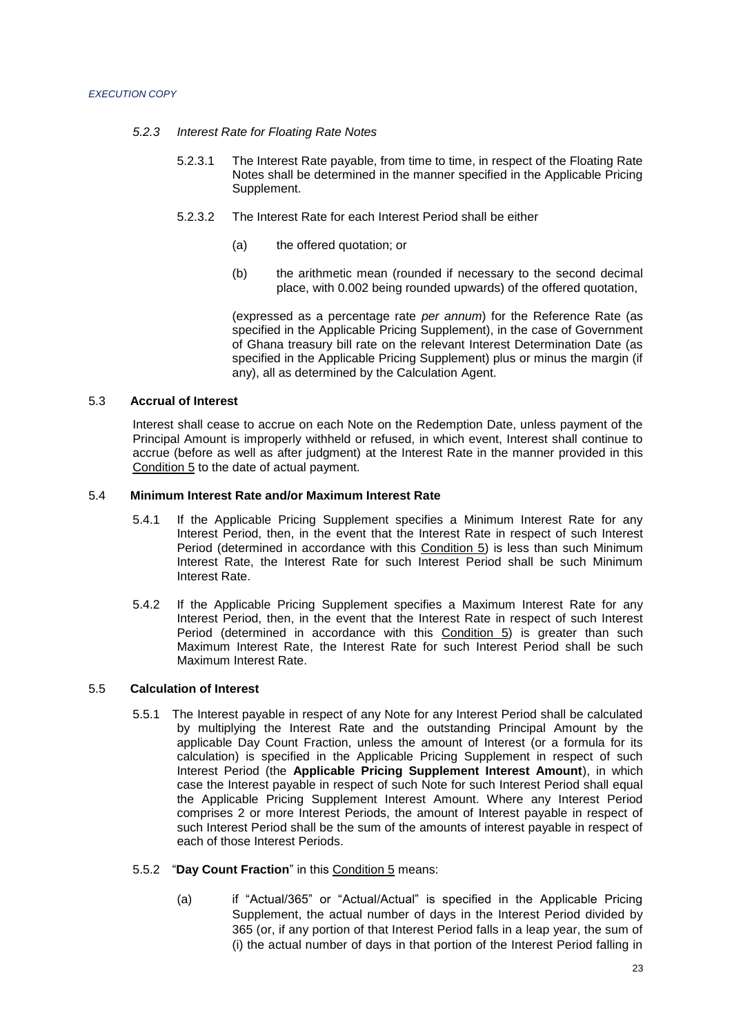*5.2.3 Interest Rate for Floating Rate Notes*

5.2.3.1 The Interest Rate payable, from time to time, in respect of the Floating Rate Notes shall be determined in the manner specified in the Applicable Pricing Supplement.

5.2.3.2 The Interest Rate for each Interest Period shall be either

(a) the offered quotation; or

(b) the arithmetic mean (rounded if necessary to the second decimal place, with 0.002 being rounded upwards) of the offered quotation,

(expressed as a percentage rate *per annum*) for the Reference Rate (as specified in the Applicable Pricing Supplement), in the case of Government of Ghana treasury bill rate on the relevant Interest Determination Date (as specified in the Applicable Pricing Supplement) plus or minus the margin (if any), all as determined by the Calculation Agent.

5.3 **Accrual of Interest**

Interest shall cease to accrue on each Note on the Redemption Date, unless payment of the Principal Amount is improperly withheld or refused, in which event, Interest shall continue to accrue (before as well as after judgment) at the Interest Rate in the manner provided in this Condition 5 to the date of actual payment.

5.4 **Minimum Interest Rate and/or Maximum Interest Rate**

5.4.1 If the Applicable Pricing Supplement specifies a Minimum Interest Rate for any Interest Period, then, in the event that the Interest Rate in respect of such Interest Period (determined in accordance with this Condition 5) is less than such Minimum Interest Rate, the Interest Rate for such Interest Period shall be such Minimum Interest Rate.

5.4.2 If the Applicable Pricing Supplement specifies a Maximum Interest Rate for any Interest Period, then, in the event that the Interest Rate in respect of such Interest Period (determined in accordance with this Condition 5) is greater than such Maximum Interest Rate, the Interest Rate for such Interest Period shall be such Maximum Interest Rate.

5.5 **Calculation of Interest**

5.5.1 The Interest payable in respect of any Note for any Interest Period shall be calculated by multiplying the Interest Rate and the outstanding Principal Amount by the applicable Day Count Fraction, unless the amount of Interest (or a formula for its calculation) is specified in the Applicable Pricing Supplement in respect of such Interest Period (the **Applicable Pricing Supplement Interest Amount**), in which case the Interest payable in respect of such Note for such Interest Period shall equal the Applicable Pricing Supplement Interest Amount. Where any Interest Period comprises 2 or more Interest Periods, the amount of Interest payable in respect of such Interest Period shall be the sum of the amounts of interest payable in respect of each of those Interest Periods.

5.5.2 "**Day Count Fraction**" in this Condition 5 means:

(a) if "Actual/365" or "Actual/Actual" is specified in the Applicable Pricing Supplement, the actual number of days in the Interest Period divided by 365 (or, if any portion of that Interest Period falls in a leap year, the sum of (i) the actual number of days in that portion of the Interest Period falling in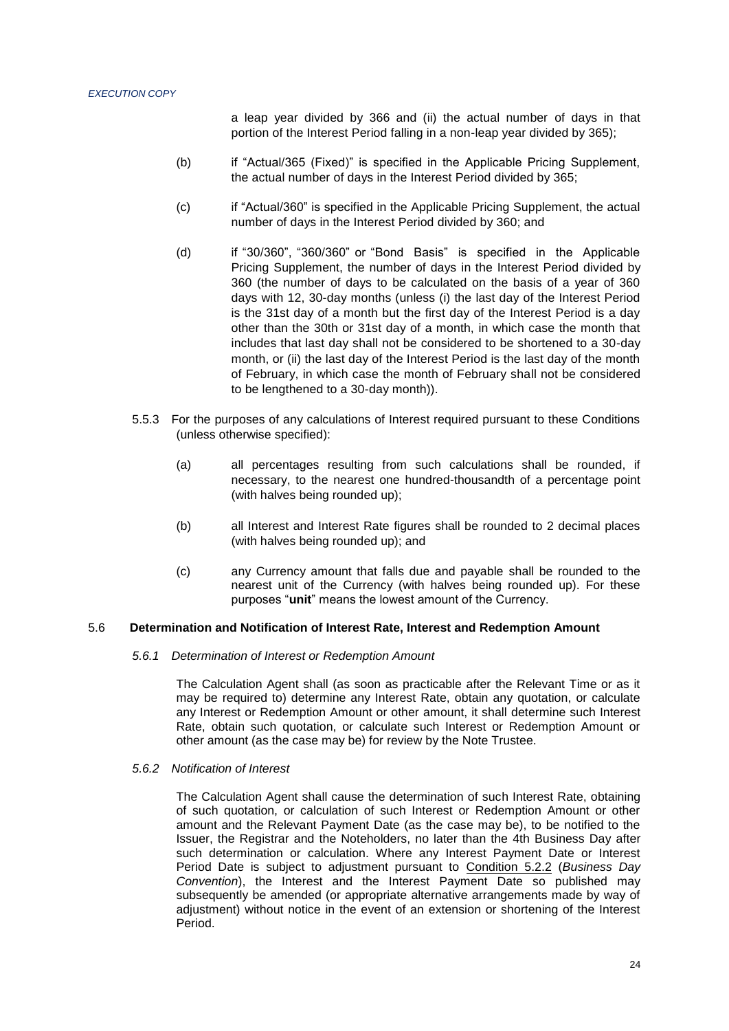a leap year divided by 366 and (ii) the actual number of days in that portion of the Interest Period falling in a non-leap year divided by 365);

(b) if "Actual/365 (Fixed)" is specified in the Applicable Pricing Supplement, the actual number of days in the Interest Period divided by 365;

(c) if "Actual/360" is specified in the Applicable Pricing Supplement, the actual number of days in the Interest Period divided by 360; and

(d) if "30/360", "360/360" or "Bond Basis" is specified in the Applicable Pricing Supplement, the number of days in the Interest Period divided by 360 (the number of days to be calculated on the basis of a year of 360 days with 12, 30-day months (unless (i) the last day of the Interest Period is the 31st day of a month but the first day of the Interest Period is a day other than the 30th or 31st day of a month, in which case the month that includes that last day shall not be considered to be shortened to a 30-day month, or (ii) the last day of the Interest Period is the last day of the month of February, in which case the month of February shall not be considered to be lengthened to a 30-day month)).

5.5.3 For the purposes of any calculations of Interest required pursuant to these Conditions (unless otherwise specified):

(a) all percentages resulting from such calculations shall be rounded, if necessary, to the nearest one hundred-thousandth of a percentage point (with halves being rounded up);

(b) all Interest and Interest Rate figures shall be rounded to 2 decimal places (with halves being rounded up); and

(c) any Currency amount that falls due and payable shall be rounded to the nearest unit of the Currency (with halves being rounded up). For these purposes "**unit**" means the lowest amount of the Currency.

### 5.6 Determination and Notification of Interest Rate, Interest and Redemption Amount

*5.6.1 Determination of Interest or Redemption Amount*

The Calculation Agent shall (as soon as practicable after the Relevant Time or as it may be required to) determine any Interest Rate, obtain any quotation, or calculate any Interest or Redemption Amount or other amount, it shall determine such Interest Rate, obtain such quotation, or calculate such Interest or Redemption Amount or other amount (as the case may be) for review by the Note Trustee.

*5.6.2 Notification of Interest*

The Calculation Agent shall cause the determination of such Interest Rate, obtaining of such quotation, or calculation of such Interest or Redemption Amount or other amount and the Relevant Payment Date (as the case may be), to be notified to the Issuer, the Registrar and the Noteholders, no later than the 4th Business Day after such determination or calculation. Where any Interest Payment Date or Interest Period Date is subject to adjustment pursuant to Condition 5.2.2 (*Business Day Convention*), the Interest and the Interest Payment Date so published may subsequently be amended (or appropriate alternative arrangements made by way of adjustment) without notice in the event of an extension or shortening of the Interest Period.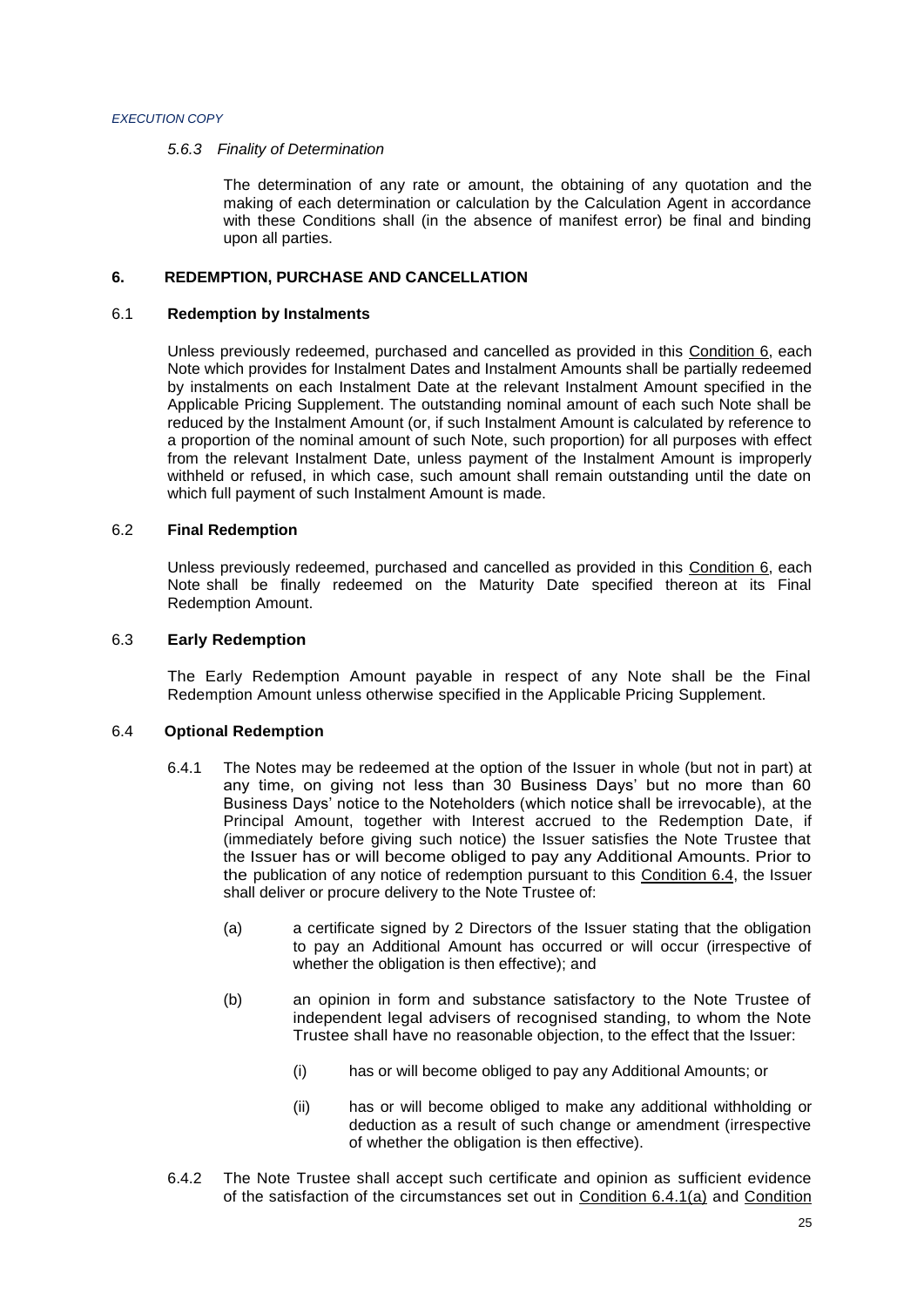*5.6.3 Finality of Determination*

The determination of any rate or amount, the obtaining of any quotation and the making of each determination or calculation by the Calculation Agent in accordance with these Conditions shall (in the absence of manifest error) be final and binding upon all parties.

## 6. REDEMPTION, PURCHASE AND CANCELLATION

### 6.1 Redemption by Instalments

Unless previously redeemed, purchased and cancelled as provided in this Condition 6, each Note which provides for Instalment Dates and Instalment Amounts shall be partially redeemed by instalments on each Instalment Date at the relevant Instalment Amount specified in the Applicable Pricing Supplement. The outstanding nominal amount of each such Note shall be reduced by the Instalment Amount (or, if such Instalment Amount is calculated by reference to a proportion of the nominal amount of such Note, such proportion) for all purposes with effect from the relevant Instalment Date, unless payment of the Instalment Amount is improperly withheld or refused, in which case, such amount shall remain outstanding until the date on which full payment of such Instalment Amount is made.

### 6.2 Final Redemption

Unless previously redeemed, purchased and cancelled as provided in this Condition 6, each Note shall be finally redeemed on the Maturity Date specified thereon at its Final Redemption Amount.

### 6.3 Early Redemption

The Early Redemption Amount payable in respect of any Note shall be the Final Redemption Amount unless otherwise specified in the Applicable Pricing Supplement.

### 6.4 Optional Redemption

6.4.1 The Notes may be redeemed at the option of the Issuer in whole (but not in part) at any time, on giving not less than 30 Business Days' but no more than 60 Business Days' notice to the Noteholders (which notice shall be irrevocable), at the Principal Amount, together with Interest accrued to the Redemption Date, if (immediately before giving such notice) the Issuer satisfies the Note Trustee that the Issuer has or will become obliged to pay any Additional Amounts. Prior to the publication of any notice of redemption pursuant to this Condition 6.4, the Issuer shall deliver or procure delivery to the Note Trustee of:

(a) a certificate signed by 2 Directors of the Issuer stating that the obligation to pay an Additional Amount has occurred or will occur (irrespective of whether the obligation is then effective); and

(b) an opinion in form and substance satisfactory to the Note Trustee of independent legal advisers of recognised standing, to whom the Note Trustee shall have no reasonable objection, to the effect that the Issuer:

(i) has or will become obliged to pay any Additional Amounts; or

(ii) has or will become obliged to make any additional withholding or deduction as a result of such change or amendment (irrespective of whether the obligation is then effective).

6.4.2 The Note Trustee shall accept such certificate and opinion as sufficient evidence of the satisfaction of the circumstances set out in Condition 6.4.1(a) and Condition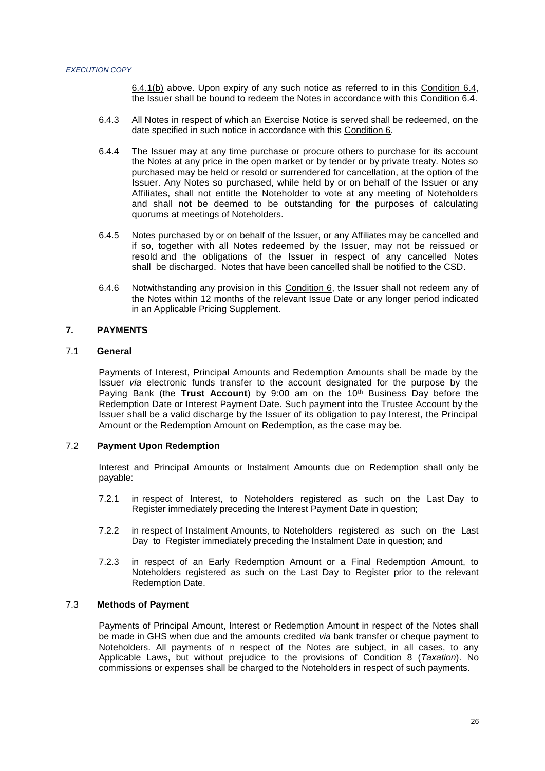6.4.1(b) above. Upon expiry of any such notice as referred to in this Condition 6.4, the Issuer shall be bound to redeem the Notes in accordance with this Condition 6.4.

6.4.3 All Notes in respect of which an Exercise Notice is served shall be redeemed, on the date specified in such notice in accordance with this Condition 6.

6.4.4 The Issuer may at any time purchase or procure others to purchase for its account the Notes at any price in the open market or by tender or by private treaty. Notes so purchased may be held or resold or surrendered for cancellation, at the option of the Issuer. Any Notes so purchased, while held by or on behalf of the Issuer or any Affiliates, shall not entitle the Noteholder to vote at any meeting of Noteholders and shall not be deemed to be outstanding for the purposes of calculating quorums at meetings of Noteholders.

6.4.5 Notes purchased by or on behalf of the Issuer, or any Affiliates may be cancelled and if so, together with all Notes redeemed by the Issuer, may not be reissued or resold and the obligations of the Issuer in respect of any cancelled Notes shall be discharged. Notes that have been cancelled shall be notified to the CSD.

6.4.6 Notwithstanding any provision in this Condition 6, the Issuer shall not redeem any of the Notes within 12 months of the relevant Issue Date or any longer period indicated in an Applicable Pricing Supplement.

## 7. PAYMENTS

### 7.1 General

Payments of Interest, Principal Amounts and Redemption Amounts shall be made by the Issuer *via* electronic funds transfer to the account designated for the purpose by the Paying Bank (the **Trust Account**) by 9:00 am on the 10th Business Day before the Redemption Date or Interest Payment Date. Such payment into the Trustee Account by the Issuer shall be a valid discharge by the Issuer of its obligation to pay Interest, the Principal Amount or the Redemption Amount on Redemption, as the case may be.

### 7.2 Payment Upon Redemption

Interest and Principal Amounts or Instalment Amounts due on Redemption shall only be payable:

7.2.1 in respect of Interest, to Noteholders registered as such on the Last Day to Register immediately preceding the Interest Payment Date in question;

7.2.2 in respect of Instalment Amounts, to Noteholders registered as such on the Last Day to Register immediately preceding the Instalment Date in question; and

7.2.3 in respect of an Early Redemption Amount or a Final Redemption Amount, to Noteholders registered as such on the Last Day to Register prior to the relevant Redemption Date.

### 7.3 Methods of Payment

Payments of Principal Amount, Interest or Redemption Amount in respect of the Notes shall be made in GHS when due and the amounts credited *via* bank transfer or cheque payment to Noteholders. All payments of n respect of the Notes are subject, in all cases, to any Applicable Laws, but without prejudice to the provisions of Condition 8 (*Taxation*). No commissions or expenses shall be charged to the Noteholders in respect of such payments.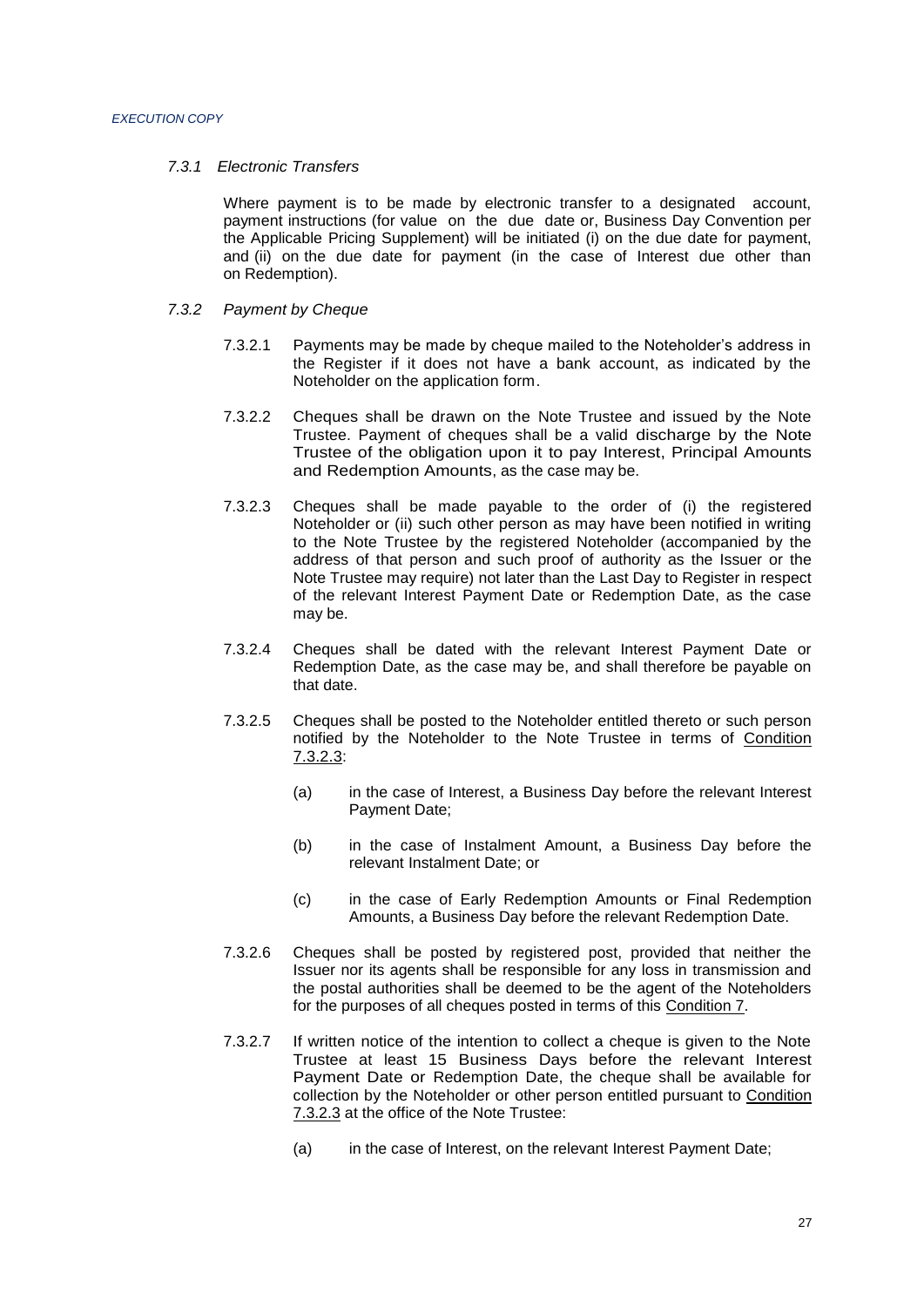#### *7.3.1 Electronic Transfers*

Where payment is to be made by electronic transfer to a designated account, payment instructions (for value on the due date or, Business Day Convention per the Applicable Pricing Supplement) will be initiated (i) on the due date for payment, and (ii) on the due date for payment (in the case of Interest due other than on Redemption).

#### *7.3.2 Payment by Cheque*

7.3.2.1 Payments may be made by cheque mailed to the Noteholder's address in the Register if it does not have a bank account, as indicated by the Noteholder on the application form.

7.3.2.2 Cheques shall be drawn on the Note Trustee and issued by the Note Trustee. Payment of cheques shall be a valid discharge by the Note Trustee of the obligation upon it to pay Interest, Principal Amounts and Redemption Amounts, as the case may be.

7.3.2.3 Cheques shall be made payable to the order of (i) the registered Noteholder or (ii) such other person as may have been notified in writing to the Note Trustee by the registered Noteholder (accompanied by the address of that person and such proof of authority as the Issuer or the Note Trustee may require) not later than the Last Day to Register in respect of the relevant Interest Payment Date or Redemption Date, as the case may be.

7.3.2.4 Cheques shall be dated with the relevant Interest Payment Date or Redemption Date, as the case may be, and shall therefore be payable on that date.

7.3.2.5 Cheques shall be posted to the Noteholder entitled thereto or such person notified by the Noteholder to the Note Trustee in terms of Condition 7.3.2.3:

- (a) in the case of Interest, a Business Day before the relevant Interest Payment Date;
- (b) in the case of Instalment Amount, a Business Day before the relevant Instalment Date; or
- (c) in the case of Early Redemption Amounts or Final Redemption Amounts, a Business Day before the relevant Redemption Date.

7.3.2.6 Cheques shall be posted by registered post, provided that neither the Issuer nor its agents shall be responsible for any loss in transmission and the postal authorities shall be deemed to be the agent of the Noteholders for the purposes of all cheques posted in terms of this Condition 7.

7.3.2.7 If written notice of the intention to collect a cheque is given to the Note Trustee at least 15 Business Days before the relevant Interest Payment Date or Redemption Date, the cheque shall be available for collection by the Noteholder or other person entitled pursuant to Condition 7.3.2.3 at the office of the Note Trustee:

- (a) in the case of Interest, on the relevant Interest Payment Date;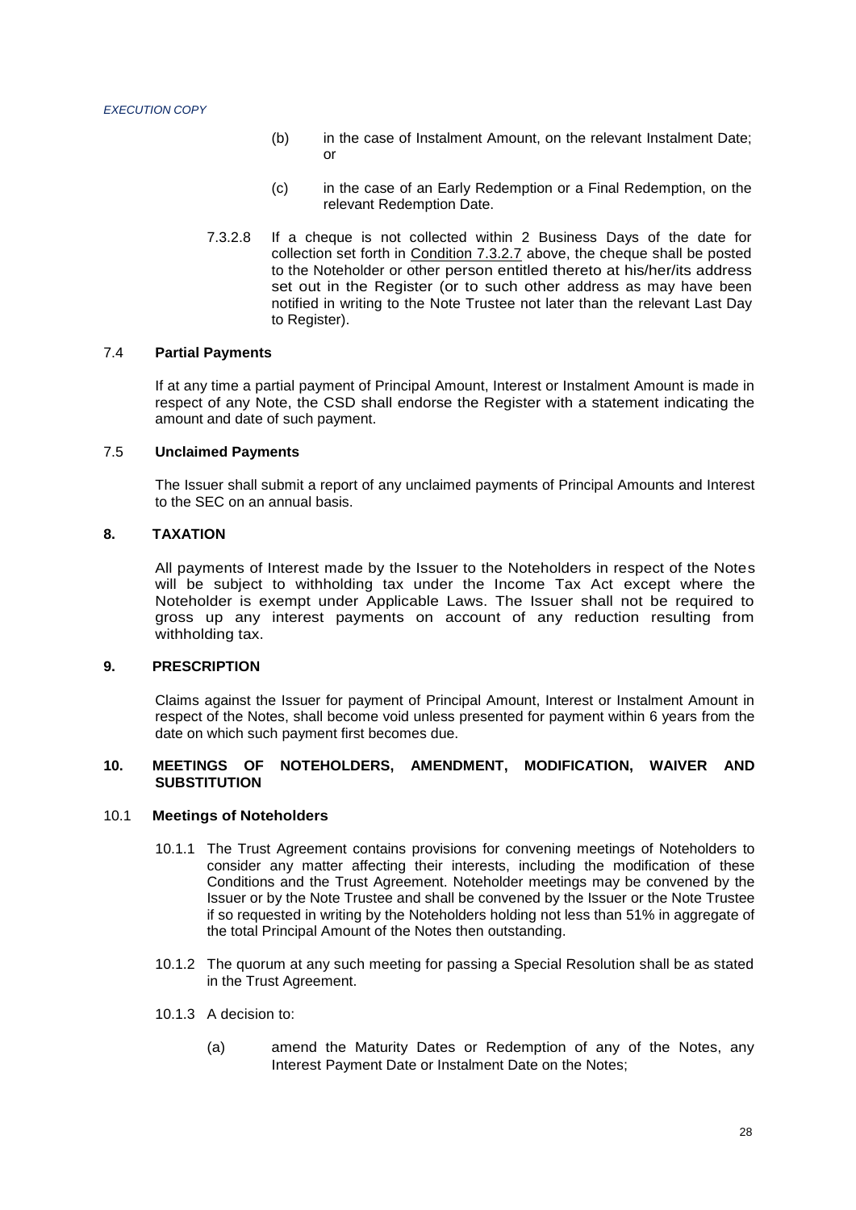(b) in the case of Instalment Amount, on the relevant Instalment Date; or

(c) in the case of an Early Redemption or a Final Redemption, on the relevant Redemption Date.

7.3.2.8 If a cheque is not collected within 2 Business Days of the date for collection set forth in Condition 7.3.2.7 above, the cheque shall be posted to the Noteholder or other person entitled thereto at his/her/its address set out in the Register (or to such other address as may have been notified in writing to the Note Trustee not later than the relevant Last Day to Register).

### 7.4 Partial Payments

If at any time a partial payment of Principal Amount, Interest or Instalment Amount is made in respect of any Note, the CSD shall endorse the Register with a statement indicating the amount and date of such payment.

### 7.5 Unclaimed Payments

The Issuer shall submit a report of any unclaimed payments of Principal Amounts and Interest to the SEC on an annual basis.

## 8. TAXATION

All payments of Interest made by the Issuer to the Noteholders in respect of the Notes will be subject to withholding tax under the Income Tax Act except where the Noteholder is exempt under Applicable Laws. The Issuer shall not be required to gross up any interest payments on account of any reduction resulting from withholding tax.

## 9. PRESCRIPTION

Claims against the Issuer for payment of Principal Amount, Interest or Instalment Amount in respect of the Notes, shall become void unless presented for payment within 6 years from the date on which such payment first becomes due.

## 10. MEETINGS OF NOTEHOLDERS, AMENDMENT, MODIFICATION, WAIVER AND SUBSTITUTION

### 10.1 Meetings of Noteholders

10.1.1 The Trust Agreement contains provisions for convening meetings of Noteholders to consider any matter affecting their interests, including the modification of these Conditions and the Trust Agreement. Noteholder meetings may be convened by the Issuer or by the Note Trustee and shall be convened by the Issuer or the Note Trustee if so requested in writing by the Noteholders holding not less than 51% in aggregate of the total Principal Amount of the Notes then outstanding.

10.1.2 The quorum at any such meeting for passing a Special Resolution shall be as stated in the Trust Agreement.

10.1.3 A decision to:

(a) amend the Maturity Dates or Redemption of any of the Notes, any Interest Payment Date or Instalment Date on the Notes;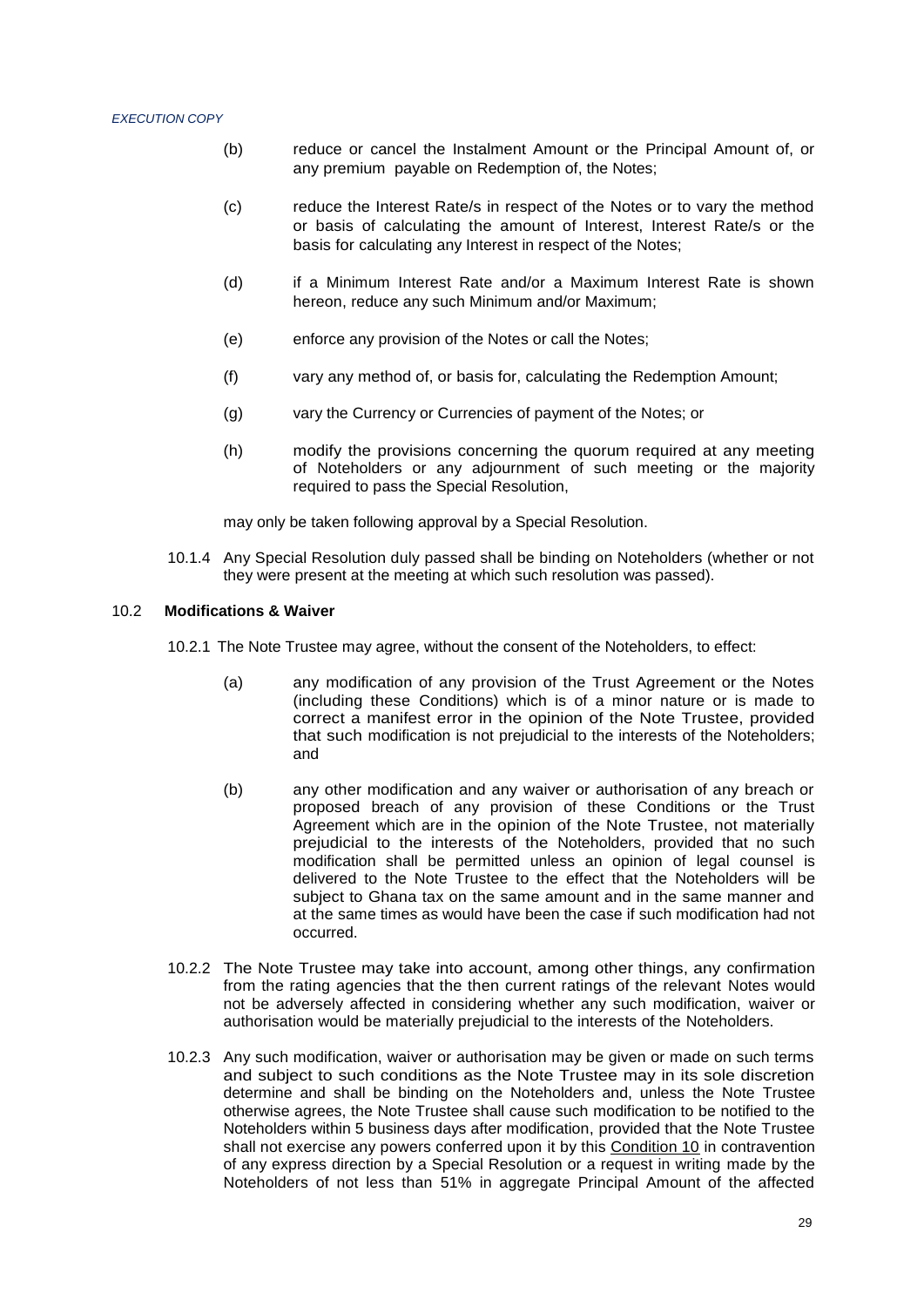(b) reduce or cancel the Instalment Amount or the Principal Amount of, or any premium payable on Redemption of, the Notes;

(c) reduce the Interest Rate/s in respect of the Notes or to vary the method or basis of calculating the amount of Interest, Interest Rate/s or the basis for calculating any Interest in respect of the Notes;

(d) if a Minimum Interest Rate and/or a Maximum Interest Rate is shown hereon, reduce any such Minimum and/or Maximum;

(e) enforce any provision of the Notes or call the Notes;

(f) vary any method of, or basis for, calculating the Redemption Amount;

(g) vary the Currency or Currencies of payment of the Notes; or

(h) modify the provisions concerning the quorum required at any meeting of Noteholders or any adjournment of such meeting or the majority required to pass the Special Resolution,

may only be taken following approval by a Special Resolution.

10.1.4 Any Special Resolution duly passed shall be binding on Noteholders (whether or not they were present at the meeting at which such resolution was passed).

### 10.2 **Modifications & Waiver**

10.2.1 The Note Trustee may agree, without the consent of the Noteholders, to effect:

(a) any modification of any provision of the Trust Agreement or the Notes (including these Conditions) which is of a minor nature or is made to correct a manifest error in the opinion of the Note Trustee, provided that such modification is not prejudicial to the interests of the Noteholders; and

(b) any other modification and any waiver or authorisation of any breach or proposed breach of any provision of these Conditions or the Trust Agreement which are in the opinion of the Note Trustee, not materially prejudicial to the interests of the Noteholders, provided that no such modification shall be permitted unless an opinion of legal counsel is delivered to the Note Trustee to the effect that the Noteholders will be subject to Ghana tax on the same amount and in the same manner and at the same times as would have been the case if such modification had not occurred.

10.2.2 The Note Trustee may take into account, among other things, any confirmation from the rating agencies that the then current ratings of the relevant Notes would not be adversely affected in considering whether any such modification, waiver or authorisation would be materially prejudicial to the interests of the Noteholders.

10.2.3 Any such modification, waiver or authorisation may be given or made on such terms and subject to such conditions as the Note Trustee may in its sole discretion determine and shall be binding on the Noteholders and, unless the Note Trustee otherwise agrees, the Note Trustee shall cause such modification to be notified to the Noteholders within 5 business days after modification, provided that the Note Trustee shall not exercise any powers conferred upon it by this Condition 10 in contravention of any express direction by a Special Resolution or a request in writing made by the Noteholders of not less than 51% in aggregate Principal Amount of the affected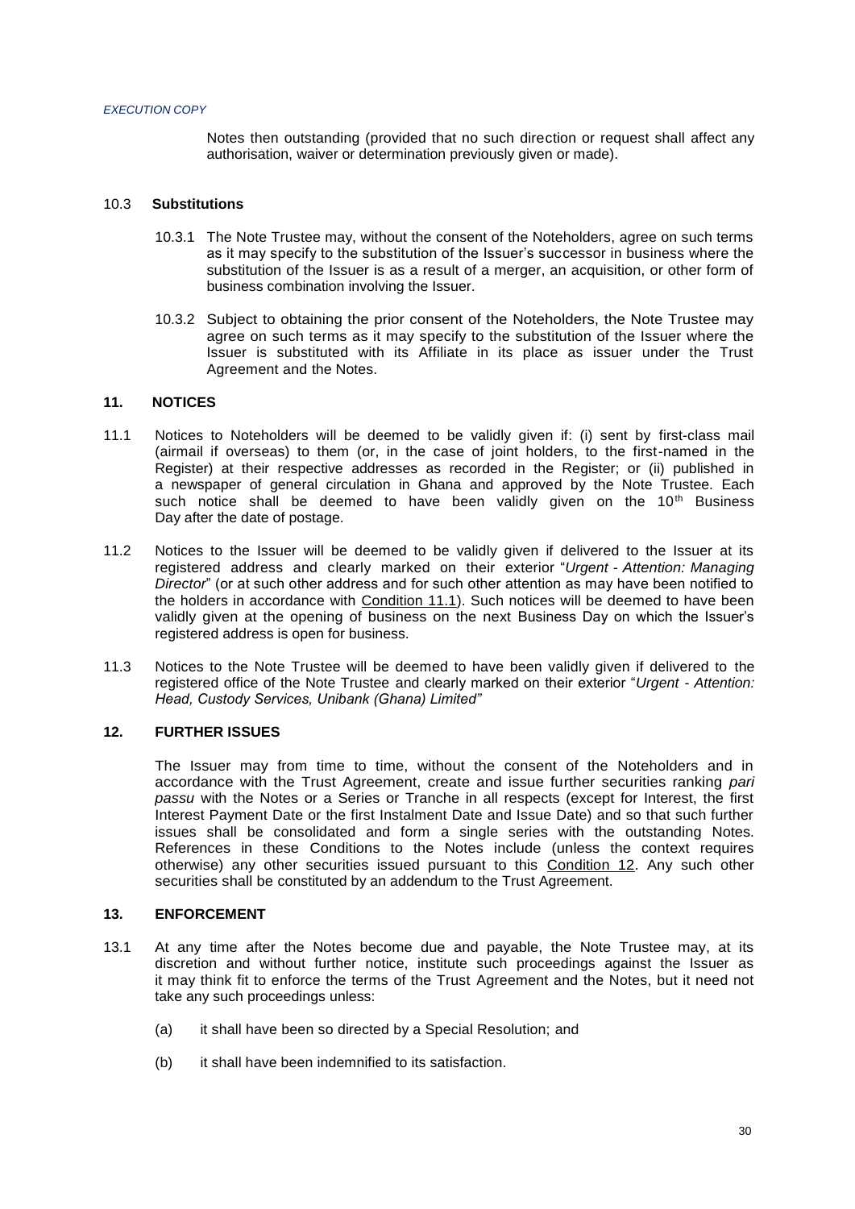Notes then outstanding (provided that no such direction or request shall affect any authorisation, waiver or determination previously given or made).

### 10.3 **Substitutions**

10.3.1 The Note Trustee may, without the consent of the Noteholders, agree on such terms as it may specify to the substitution of the Issuer's successor in business where the substitution of the Issuer is as a result of a merger, an acquisition, or other form of business combination involving the Issuer.

10.3.2 Subject to obtaining the prior consent of the Noteholders, the Note Trustee may agree on such terms as it may specify to the substitution of the Issuer where the Issuer is substituted with its Affiliate in its place as issuer under the Trust Agreement and the Notes.

## 11. NOTICES

11.1 Notices to Noteholders will be deemed to be validly given if: (i) sent by first-class mail (airmail if overseas) to them (or, in the case of joint holders, to the first-named in the Register) at their respective addresses as recorded in the Register; or (ii) published in a newspaper of general circulation in Ghana and approved by the Note Trustee. Each such notice shall be deemed to have been validly given on the 10th Business Day after the date of postage.

11.2 Notices to the Issuer will be deemed to be validly given if delivered to the Issuer at its registered address and clearly marked on their exterior "*Urgent - Attention: Managing Director*" (or at such other address and for such other attention as may have been notified to the holders in accordance with Condition 11.1). Such notices will be deemed to have been validly given at the opening of business on the next Business Day on which the Issuer's registered address is open for business.

11.3 Notices to the Note Trustee will be deemed to have been validly given if delivered to the registered office of the Note Trustee and clearly marked on their exterior "*Urgent - Attention: Head, Custody Services, Unibank (Ghana) Limited*"

## 12. FURTHER ISSUES

The Issuer may from time to time, without the consent of the Noteholders and in accordance with the Trust Agreement, create and issue further securities ranking *pari passu* with the Notes or a Series or Tranche in all respects (except for Interest, the first Interest Payment Date or the first Instalment Date and Issue Date) and so that such further issues shall be consolidated and form a single series with the outstanding Notes. References in these Conditions to the Notes include (unless the context requires otherwise) any other securities issued pursuant to this Condition 12. Any such other securities shall be constituted by an addendum to the Trust Agreement.

## 13. ENFORCEMENT

13.1 At any time after the Notes become due and payable, the Note Trustee may, at its discretion and without further notice, institute such proceedings against the Issuer as it may think fit to enforce the terms of the Trust Agreement and the Notes, but it need not take any such proceedings unless:

(a) it shall have been so directed by a Special Resolution; and

(b) it shall have been indemnified to its satisfaction.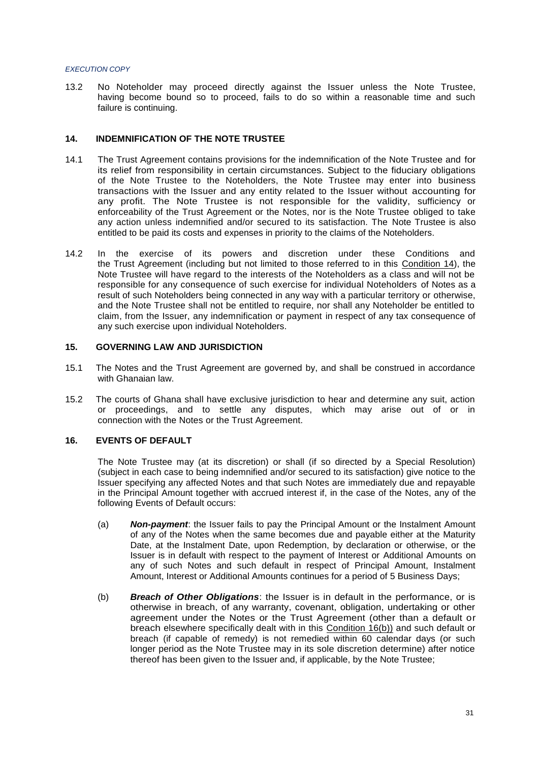13.2 No Noteholder may proceed directly against the Issuer unless the Note Trustee, having become bound so to proceed, fails to do so within a reasonable time and such failure is continuing.

## 14. INDEMNIFICATION OF THE NOTE TRUSTEE

14.1 The Trust Agreement contains provisions for the indemnification of the Note Trustee and for its relief from responsibility in certain circumstances. Subject to the fiduciary obligations of the Note Trustee to the Noteholders, the Note Trustee may enter into business transactions with the Issuer and any entity related to the Issuer without accounting for any profit. The Note Trustee is not responsible for the validity, sufficiency or enforceability of the Trust Agreement or the Notes, nor is the Note Trustee obliged to take any action unless indemnified and/or secured to its satisfaction. The Note Trustee is also entitled to be paid its costs and expenses in priority to the claims of the Noteholders.

14.2 In the exercise of its powers and discretion under these Conditions and the Trust Agreement (including but not limited to those referred to in this Condition 14), the Note Trustee will have regard to the interests of the Noteholders as a class and will not be responsible for any consequence of such exercise for individual Noteholders of Notes as a result of such Noteholders being connected in any way with a particular territory or otherwise, and the Note Trustee shall not be entitled to require, nor shall any Noteholder be entitled to claim, from the Issuer, any indemnification or payment in respect of any tax consequence of any such exercise upon individual Noteholders.

## 15. GOVERNING LAW AND JURISDICTION

15.1 The Notes and the Trust Agreement are governed by, and shall be construed in accordance with Ghanaian law.

15.2 The courts of Ghana shall have exclusive jurisdiction to hear and determine any suit, action or proceedings, and to settle any disputes, which may arise out of or in connection with the Notes or the Trust Agreement.

## 16. EVENTS OF DEFAULT

The Note Trustee may (at its discretion) or shall (if so directed by a Special Resolution) (subject in each case to being indemnified and/or secured to its satisfaction) give notice to the Issuer specifying any affected Notes and that such Notes are immediately due and repayable in the Principal Amount together with accrued interest if, in the case of the Notes, any of the following Events of Default occurs:

(a) ***Non-payment***: the Issuer fails to pay the Principal Amount or the Instalment Amount of any of the Notes when the same becomes due and payable either at the Maturity Date, at the Instalment Date, upon Redemption, by declaration or otherwise, or the Issuer is in default with respect to the payment of Interest or Additional Amounts on any of such Notes and such default in respect of Principal Amount, Instalment Amount, Interest or Additional Amounts continues for a period of 5 Business Days;

(b) ***Breach of Other Obligations***: the Issuer is in default in the performance, or is otherwise in breach, of any warranty, covenant, obligation, undertaking or other agreement under the Notes or the Trust Agreement (other than a default or breach elsewhere specifically dealt with in this Condition 16(b)) and such default or breach (if capable of remedy) is not remedied within 60 calendar days (or such longer period as the Note Trustee may in its sole discretion determine) after notice thereof has been given to the Issuer and, if applicable, by the Note Trustee;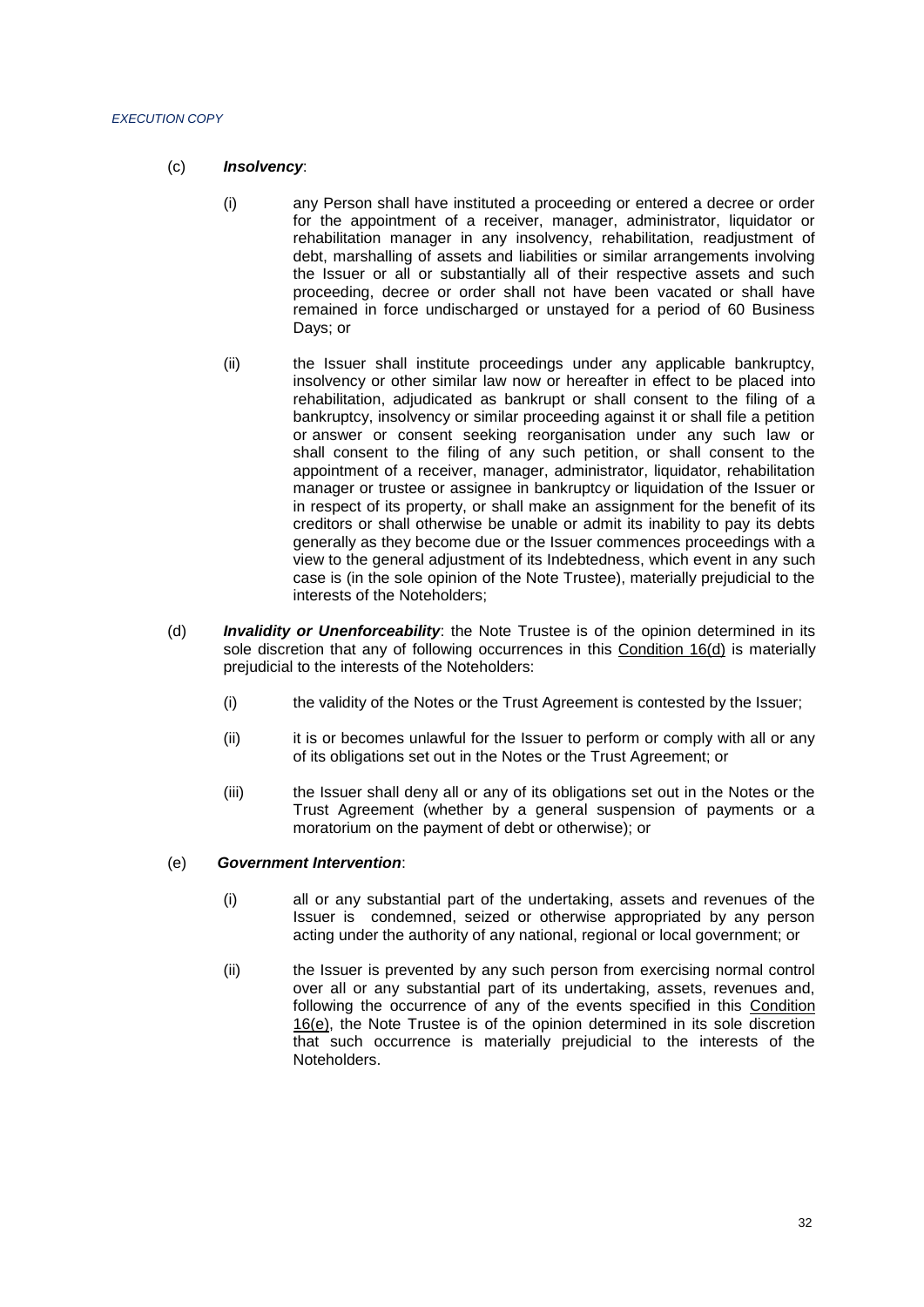(c) ***Insolvency***:

(i) any Person shall have instituted a proceeding or entered a decree or order for the appointment of a receiver, manager, administrator, liquidator or rehabilitation manager in any insolvency, rehabilitation, readjustment of debt, marshalling of assets and liabilities or similar arrangements involving the Issuer or all or substantially all of their respective assets and such proceeding, decree or order shall not have been vacated or shall have remained in force undischarged or unstayed for a period of 60 Business Days; or

(ii) the Issuer shall institute proceedings under any applicable bankruptcy, insolvency or other similar law now or hereafter in effect to be placed into rehabilitation, adjudicated as bankrupt or shall consent to the filing of a bankruptcy, insolvency or similar proceeding against it or shall file a petition or answer or consent seeking reorganisation under any such law or shall consent to the filing of any such petition, or shall consent to the appointment of a receiver, manager, administrator, liquidator, rehabilitation manager or trustee or assignee in bankruptcy or liquidation of the Issuer or in respect of its property, or shall make an assignment for the benefit of its creditors or shall otherwise be unable or admit its inability to pay its debts generally as they become due or the Issuer commences proceedings with a view to the general adjustment of its Indebtedness, which event in any such case is (in the sole opinion of the Note Trustee), materially prejudicial to the interests of the Noteholders;

(d) ***Invalidity or Unenforceability***: the Note Trustee is of the opinion determined in its sole discretion that any of following occurrences in this Condition 16(d) is materially prejudicial to the interests of the Noteholders:

(i) the validity of the Notes or the Trust Agreement is contested by the Issuer;

(ii) it is or becomes unlawful for the Issuer to perform or comply with all or any of its obligations set out in the Notes or the Trust Agreement; or

(iii) the Issuer shall deny all or any of its obligations set out in the Notes or the Trust Agreement (whether by a general suspension of payments or a moratorium on the payment of debt or otherwise); or

(e) ***Government Intervention***:

(i) all or any substantial part of the undertaking, assets and revenues of the Issuer is condemned, seized or otherwise appropriated by any person acting under the authority of any national, regional or local government; or

(ii) the Issuer is prevented by any such person from exercising normal control over all or any substantial part of its undertaking, assets, revenues and, following the occurrence of any of the events specified in this Condition 16(e), the Note Trustee is of the opinion determined in its sole discretion that such occurrence is materially prejudicial to the interests of the Noteholders.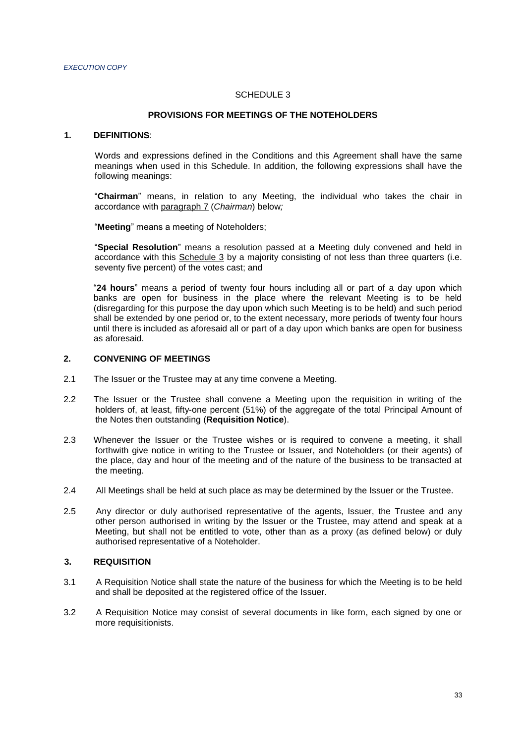SCHEDULE 3

## PROVISIONS FOR MEETINGS OF THE NOTEHOLDERS

### 1. DEFINITIONS:

Words and expressions defined in the Conditions and this Agreement shall have the same meanings when used in this Schedule. In addition, the following expressions shall have the following meanings:

"**Chairman**" means, in relation to any Meeting, the individual who takes the chair in accordance with paragraph 7 (*Chairman*) below*;*

"**Meeting**" means a meeting of Noteholders;

"**Special Resolution**" means a resolution passed at a Meeting duly convened and held in accordance with this Schedule 3 by a majority consisting of not less than three quarters (i.e. seventy five percent) of the votes cast; and

"**24 hours**" means a period of twenty four hours including all or part of a day upon which banks are open for business in the place where the relevant Meeting is to be held (disregarding for this purpose the day upon which such Meeting is to be held) and such period shall be extended by one period or, to the extent necessary, more periods of twenty four hours until there is included as aforesaid all or part of a day upon which banks are open for business as aforesaid.

### 2. CONVENING OF MEETINGS

2.1 The Issuer or the Trustee may at any time convene a Meeting.

2.2 The Issuer or the Trustee shall convene a Meeting upon the requisition in writing of the holders of, at least, fifty-one percent (51%) of the aggregate of the total Principal Amount of the Notes then outstanding (**Requisition Notice**).

2.3 Whenever the Issuer or the Trustee wishes or is required to convene a meeting, it shall forthwith give notice in writing to the Trustee or Issuer, and Noteholders (or their agents) of the place, day and hour of the meeting and of the nature of the business to be transacted at the meeting.

2.4 All Meetings shall be held at such place as may be determined by the Issuer or the Trustee.

2.5 Any director or duly authorised representative of the agents, Issuer, the Trustee and any other person authorised in writing by the Issuer or the Trustee, may attend and speak at a Meeting, but shall not be entitled to vote, other than as a proxy (as defined below) or duly authorised representative of a Noteholder.

### 3. REQUISITION

3.1 A Requisition Notice shall state the nature of the business for which the Meeting is to be held and shall be deposited at the registered office of the Issuer.

3.2 A Requisition Notice may consist of several documents in like form, each signed by one or more requisitionists.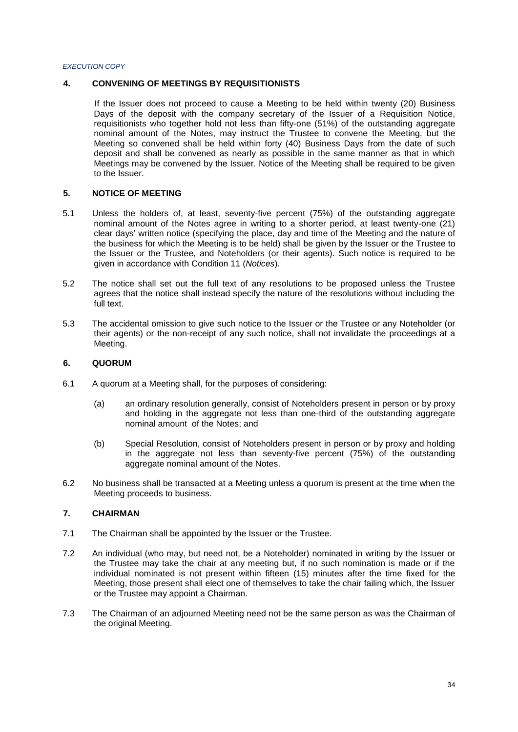## 4. CONVENING OF MEETINGS BY REQUISITIONISTS

If the Issuer does not proceed to cause a Meeting to be held within twenty (20) Business Days of the deposit with the company secretary of the Issuer of a Requisition Notice, requisitionists who together hold not less than fifty-one (51%) of the outstanding aggregate nominal amount of the Notes, may instruct the Trustee to convene the Meeting, but the Meeting so convened shall be held within forty (40) Business Days from the date of such deposit and shall be convened as nearly as possible in the same manner as that in which Meetings may be convened by the Issuer. Notice of the Meeting shall be required to be given to the Issuer.

## 5. NOTICE OF MEETING

5.1 Unless the holders of, at least, seventy-five percent (75%) of the outstanding aggregate nominal amount of the Notes agree in writing to a shorter period, at least twenty-one (21) clear days' written notice (specifying the place, day and time of the Meeting and the nature of the business for which the Meeting is to be held) shall be given by the Issuer or the Trustee to the Issuer or the Trustee, and Noteholders (or their agents). Such notice is required to be given in accordance with Condition 11 (*Notices*).

5.2 The notice shall set out the full text of any resolutions to be proposed unless the Trustee agrees that the notice shall instead specify the nature of the resolutions without including the full text.

5.3 The accidental omission to give such notice to the Issuer or the Trustee or any Noteholder (or their agents) or the non-receipt of any such notice, shall not invalidate the proceedings at a Meeting.

## 6. QUORUM

6.1 A quorum at a Meeting shall, for the purposes of considering:

(a) an ordinary resolution generally, consist of Noteholders present in person or by proxy and holding in the aggregate not less than one-third of the outstanding aggregate nominal amount of the Notes; and

(b) Special Resolution, consist of Noteholders present in person or by proxy and holding in the aggregate not less than seventy-five percent (75%) of the outstanding aggregate nominal amount of the Notes.

6.2 No business shall be transacted at a Meeting unless a quorum is present at the time when the Meeting proceeds to business.

## 7. CHAIRMAN

7.1 The Chairman shall be appointed by the Issuer or the Trustee.

7.2 An individual (who may, but need not, be a Noteholder) nominated in writing by the Issuer or the Trustee may take the chair at any meeting but, if no such nomination is made or if the individual nominated is not present within fifteen (15) minutes after the time fixed for the Meeting, those present shall elect one of themselves to take the chair failing which, the Issuer or the Trustee may appoint a Chairman.

7.3 The Chairman of an adjourned Meeting need not be the same person as was the Chairman of the original Meeting.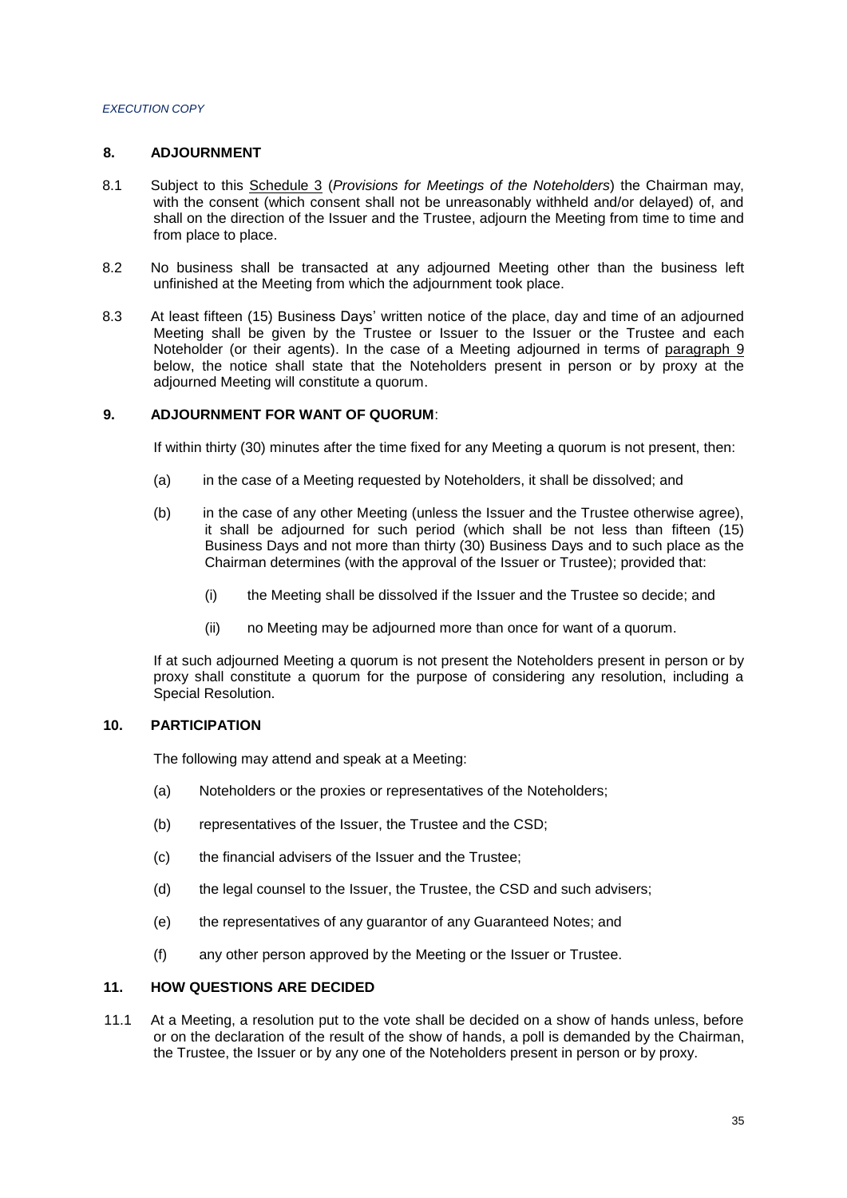## 8. ADJOURNMENT

8.1 Subject to this Schedule 3 (*Provisions for Meetings of the Noteholders*) the Chairman may, with the consent (which consent shall not be unreasonably withheld and/or delayed) of, and shall on the direction of the Issuer and the Trustee, adjourn the Meeting from time to time and from place to place.

8.2 No business shall be transacted at any adjourned Meeting other than the business left unfinished at the Meeting from which the adjournment took place.

8.3 At least fifteen (15) Business Days' written notice of the place, day and time of an adjourned Meeting shall be given by the Trustee or Issuer to the Issuer or the Trustee and each Noteholder (or their agents). In the case of a Meeting adjourned in terms of paragraph 9 below, the notice shall state that the Noteholders present in person or by proxy at the adjourned Meeting will constitute a quorum.

## 9. ADJOURNMENT FOR WANT OF QUORUM:

If within thirty (30) minutes after the time fixed for any Meeting a quorum is not present, then:

(a) in the case of a Meeting requested by Noteholders, it shall be dissolved; and

(b) in the case of any other Meeting (unless the Issuer and the Trustee otherwise agree), it shall be adjourned for such period (which shall be not less than fifteen (15) Business Days and not more than thirty (30) Business Days and to such place as the Chairman determines (with the approval of the Issuer or Trustee); provided that:

   (i) the Meeting shall be dissolved if the Issuer and the Trustee so decide; and

   (ii) no Meeting may be adjourned more than once for want of a quorum.

If at such adjourned Meeting a quorum is not present the Noteholders present in person or by proxy shall constitute a quorum for the purpose of considering any resolution, including a Special Resolution.

## 10. PARTICIPATION

The following may attend and speak at a Meeting:

(a) Noteholders or the proxies or representatives of the Noteholders;

(b) representatives of the Issuer, the Trustee and the CSD;

(c) the financial advisers of the Issuer and the Trustee;

(d) the legal counsel to the Issuer, the Trustee, the CSD and such advisers;

(e) the representatives of any guarantor of any Guaranteed Notes; and

(f) any other person approved by the Meeting or the Issuer or Trustee.

## 11. HOW QUESTIONS ARE DECIDED

11.1 At a Meeting, a resolution put to the vote shall be decided on a show of hands unless, before or on the declaration of the result of the show of hands, a poll is demanded by the Chairman, the Trustee, the Issuer or by any one of the Noteholders present in person or by proxy.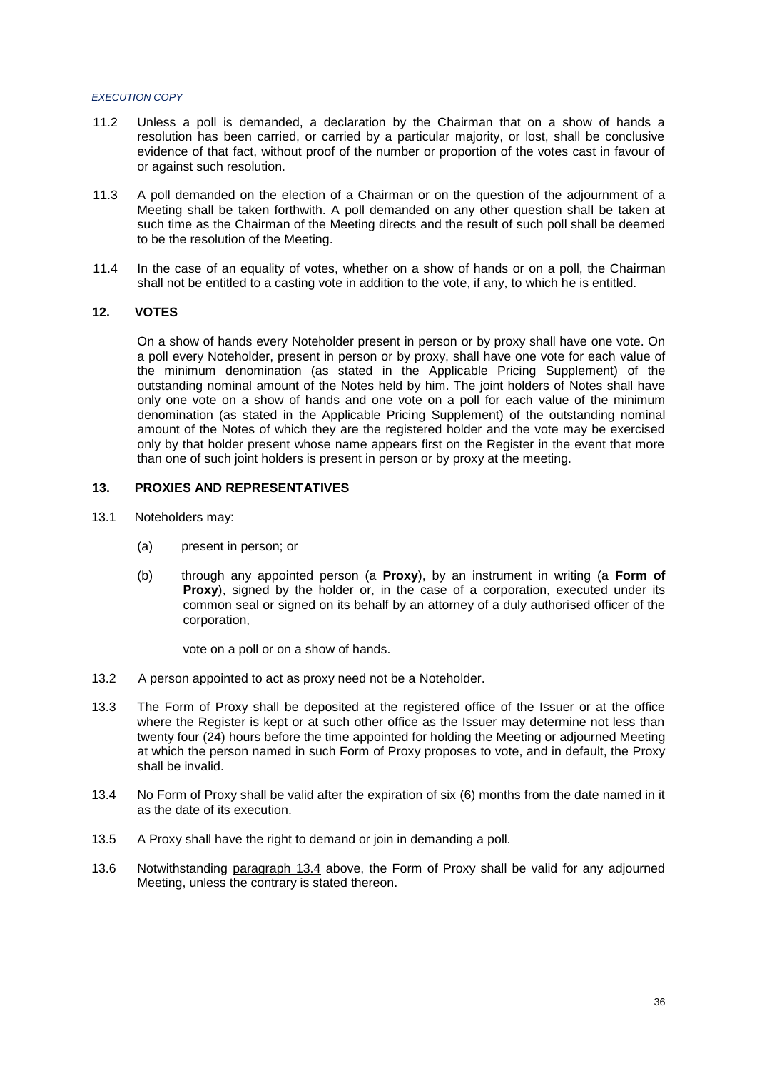11.2 Unless a poll is demanded, a declaration by the Chairman that on a show of hands a resolution has been carried, or carried by a particular majority, or lost, shall be conclusive evidence of that fact, without proof of the number or proportion of the votes cast in favour of or against such resolution.

11.3 A poll demanded on the election of a Chairman or on the question of the adjournment of a Meeting shall be taken forthwith. A poll demanded on any other question shall be taken at such time as the Chairman of the Meeting directs and the result of such poll shall be deemed to be the resolution of the Meeting.

11.4 In the case of an equality of votes, whether on a show of hands or on a poll, the Chairman shall not be entitled to a casting vote in addition to the vote, if any, to which he is entitled.

## 12. VOTES

On a show of hands every Noteholder present in person or by proxy shall have one vote. On a poll every Noteholder, present in person or by proxy, shall have one vote for each value of the minimum denomination (as stated in the Applicable Pricing Supplement) of the outstanding nominal amount of the Notes held by him. The joint holders of Notes shall have only one vote on a show of hands and one vote on a poll for each value of the minimum denomination (as stated in the Applicable Pricing Supplement) of the outstanding nominal amount of the Notes of which they are the registered holder and the vote may be exercised only by that holder present whose name appears first on the Register in the event that more than one of such joint holders is present in person or by proxy at the meeting.

## 13. PROXIES AND REPRESENTATIVES

13.1 Noteholders may:

(a) present in person; or

(b) through any appointed person (a **Proxy**), by an instrument in writing (a **Form of Proxy**), signed by the holder or, in the case of a corporation, executed under its common seal or signed on its behalf by an attorney of a duly authorised officer of the corporation,

vote on a poll or on a show of hands.

13.2 A person appointed to act as proxy need not be a Noteholder.

13.3 The Form of Proxy shall be deposited at the registered office of the Issuer or at the office where the Register is kept or at such other office as the Issuer may determine not less than twenty four (24) hours before the time appointed for holding the Meeting or adjourned Meeting at which the person named in such Form of Proxy proposes to vote, and in default, the Proxy shall be invalid.

13.4 No Form of Proxy shall be valid after the expiration of six (6) months from the date named in it as the date of its execution.

13.5 A Proxy shall have the right to demand or join in demanding a poll.

13.6 Notwithstanding paragraph 13.4 above, the Form of Proxy shall be valid for any adjourned Meeting, unless the contrary is stated thereon.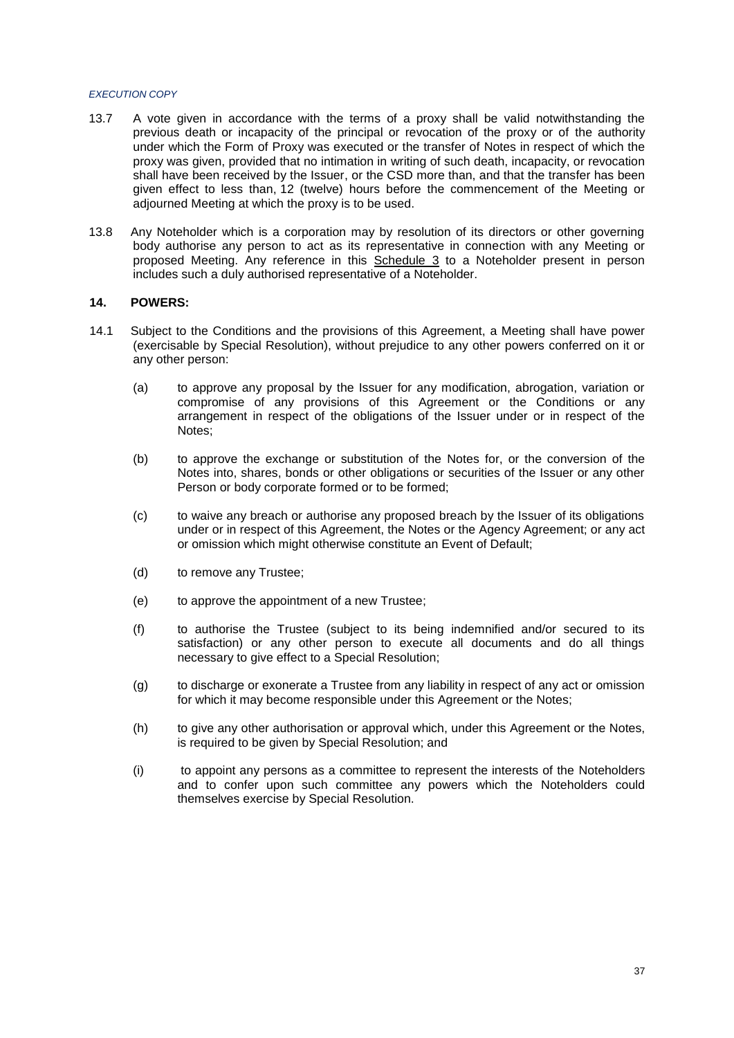13.7 A vote given in accordance with the terms of a proxy shall be valid notwithstanding the previous death or incapacity of the principal or revocation of the proxy or of the authority under which the Form of Proxy was executed or the transfer of Notes in respect of which the proxy was given, provided that no intimation in writing of such death, incapacity, or revocation shall have been received by the Issuer, or the CSD more than, and that the transfer has been given effect to less than, 12 (twelve) hours before the commencement of the Meeting or adjourned Meeting at which the proxy is to be used.

13.8 Any Noteholder which is a corporation may by resolution of its directors or other governing body authorise any person to act as its representative in connection with any Meeting or proposed Meeting. Any reference in this Schedule 3 to a Noteholder present in person includes such a duly authorised representative of a Noteholder.

## 14. POWERS:

14.1 Subject to the Conditions and the provisions of this Agreement, a Meeting shall have power (exercisable by Special Resolution), without prejudice to any other powers conferred on it or any other person:

(a) to approve any proposal by the Issuer for any modification, abrogation, variation or compromise of any provisions of this Agreement or the Conditions or any arrangement in respect of the obligations of the Issuer under or in respect of the Notes;

(b) to approve the exchange or substitution of the Notes for, or the conversion of the Notes into, shares, bonds or other obligations or securities of the Issuer or any other Person or body corporate formed or to be formed;

(c) to waive any breach or authorise any proposed breach by the Issuer of its obligations under or in respect of this Agreement, the Notes or the Agency Agreement; or any act or omission which might otherwise constitute an Event of Default;

(d) to remove any Trustee;

(e) to approve the appointment of a new Trustee;

(f) to authorise the Trustee (subject to its being indemnified and/or secured to its satisfaction) or any other person to execute all documents and do all things necessary to give effect to a Special Resolution;

(g) to discharge or exonerate a Trustee from any liability in respect of any act or omission for which it may become responsible under this Agreement or the Notes;

(h) to give any other authorisation or approval which, under this Agreement or the Notes, is required to be given by Special Resolution; and

(i) to appoint any persons as a committee to represent the interests of the Noteholders and to confer upon such committee any powers which the Noteholders could themselves exercise by Special Resolution.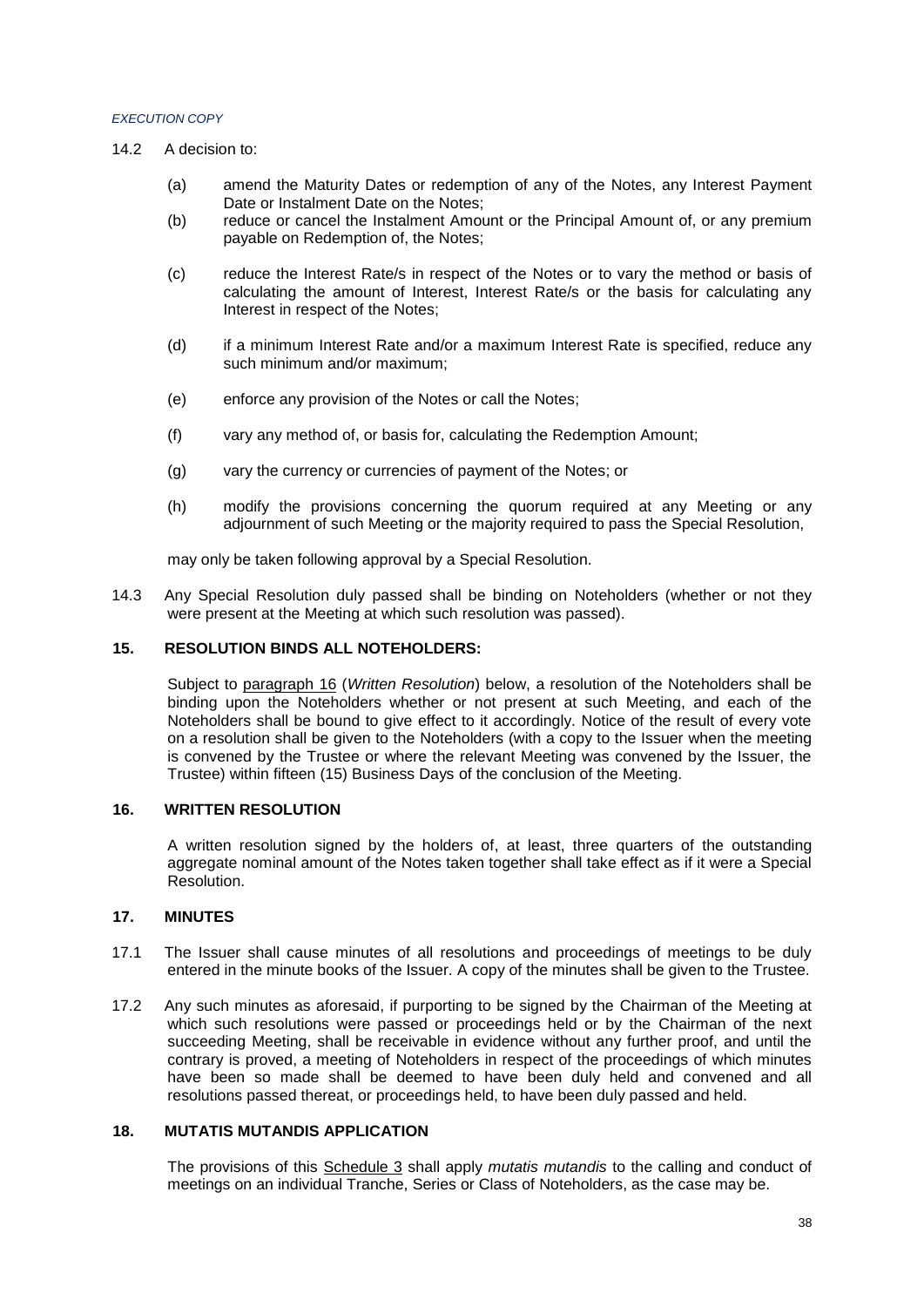14.2 A decision to:

(a) amend the Maturity Dates or redemption of any of the Notes, any Interest Payment Date or Instalment Date on the Notes;

(b) reduce or cancel the Instalment Amount or the Principal Amount of, or any premium payable on Redemption of, the Notes;

(c) reduce the Interest Rate/s in respect of the Notes or to vary the method or basis of calculating the amount of Interest, Interest Rate/s or the basis for calculating any Interest in respect of the Notes;

(d) if a minimum Interest Rate and/or a maximum Interest Rate is specified, reduce any such minimum and/or maximum;

(e) enforce any provision of the Notes or call the Notes;

(f) vary any method of, or basis for, calculating the Redemption Amount;

(g) vary the currency or currencies of payment of the Notes; or

(h) modify the provisions concerning the quorum required at any Meeting or any adjournment of such Meeting or the majority required to pass the Special Resolution,

may only be taken following approval by a Special Resolution.

14.3 Any Special Resolution duly passed shall be binding on Noteholders (whether or not they were present at the Meeting at which such resolution was passed).

## 15. RESOLUTION BINDS ALL NOTEHOLDERS:

Subject to paragraph 16 (*Written Resolution*) below, a resolution of the Noteholders shall be binding upon the Noteholders whether or not present at such Meeting, and each of the Noteholders shall be bound to give effect to it accordingly. Notice of the result of every vote on a resolution shall be given to the Noteholders (with a copy to the Issuer when the meeting is convened by the Trustee or where the relevant Meeting was convened by the Issuer, the Trustee) within fifteen (15) Business Days of the conclusion of the Meeting.

## 16. WRITTEN RESOLUTION

A written resolution signed by the holders of, at least, three quarters of the outstanding aggregate nominal amount of the Notes taken together shall take effect as if it were a Special Resolution.

## 17. MINUTES

17.1 The Issuer shall cause minutes of all resolutions and proceedings of meetings to be duly entered in the minute books of the Issuer. A copy of the minutes shall be given to the Trustee.

17.2 Any such minutes as aforesaid, if purporting to be signed by the Chairman of the Meeting at which such resolutions were passed or proceedings held or by the Chairman of the next succeeding Meeting, shall be receivable in evidence without any further proof, and until the contrary is proved, a meeting of Noteholders in respect of the proceedings of which minutes have been so made shall be deemed to have been duly held and convened and all resolutions passed thereat, or proceedings held, to have been duly passed and held.

## 18. MUTATIS MUTANDIS APPLICATION

The provisions of this Schedule 3 shall apply *mutatis mutandis* to the calling and conduct of meetings on an individual Tranche, Series or Class of Noteholders, as the case may be.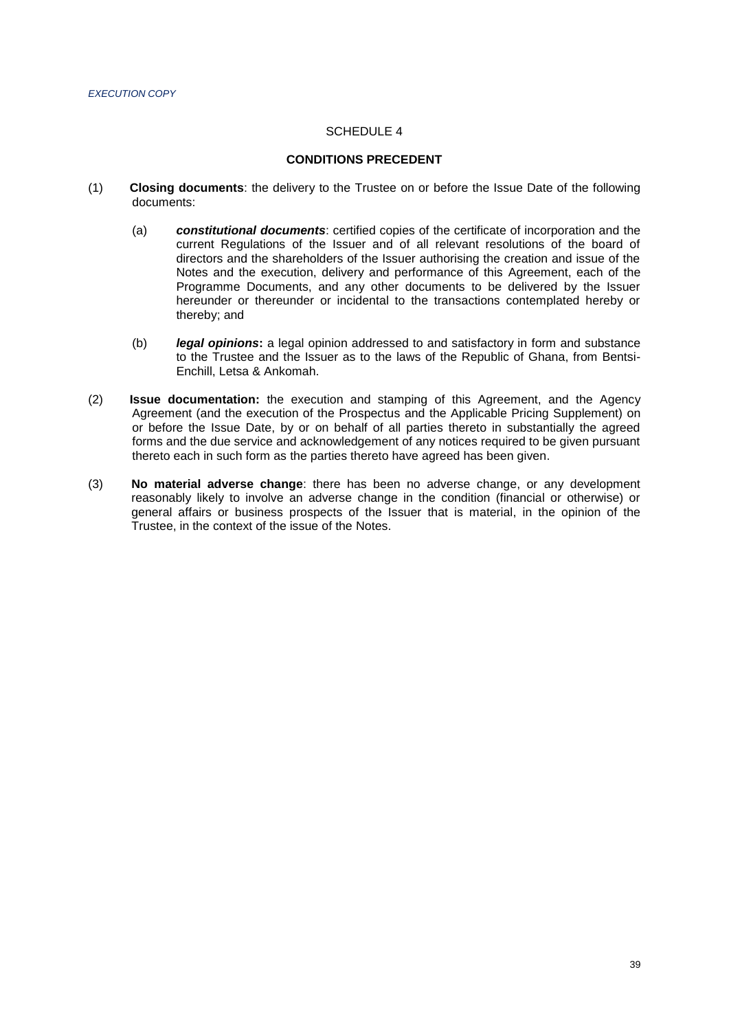# SCHEDULE 4

## CONDITIONS PRECEDENT

(1) **Closing documents**: the delivery to the Trustee on or before the Issue Date of the following documents:

(a) ***constitutional documents***: certified copies of the certificate of incorporation and the current Regulations of the Issuer and of all relevant resolutions of the board of directors and the shareholders of the Issuer authorising the creation and issue of the Notes and the execution, delivery and performance of this Agreement, each of the Programme Documents, and any other documents to be delivered by the Issuer hereunder or thereunder or incidental to the transactions contemplated hereby or thereby; and

(b) ***legal opinions*:** a legal opinion addressed to and satisfactory in form and substance to the Trustee and the Issuer as to the laws of the Republic of Ghana, from Bentsi-Enchill, Letsa & Ankomah.

(2) **Issue documentation:** the execution and stamping of this Agreement, and the Agency Agreement (and the execution of the Prospectus and the Applicable Pricing Supplement) on or before the Issue Date, by or on behalf of all parties thereto in substantially the agreed forms and the due service and acknowledgement of any notices required to be given pursuant thereto each in such form as the parties thereto have agreed has been given.

(3) **No material adverse change**: there has been no adverse change, or any development reasonably likely to involve an adverse change in the condition (financial or otherwise) or general affairs or business prospects of the Issuer that is material, in the opinion of the Trustee, in the context of the issue of the Notes.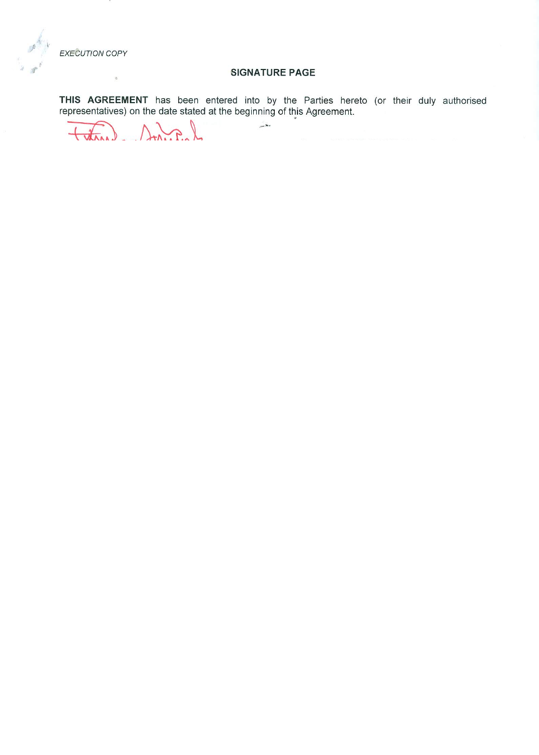*EXECUTION COPY*

## SIGNATURE PAGE

**THIS AGREEMENT** has been entered into by the Parties hereto (or their duly authorised representatives) on the date stated at the beginning of this Agreement.